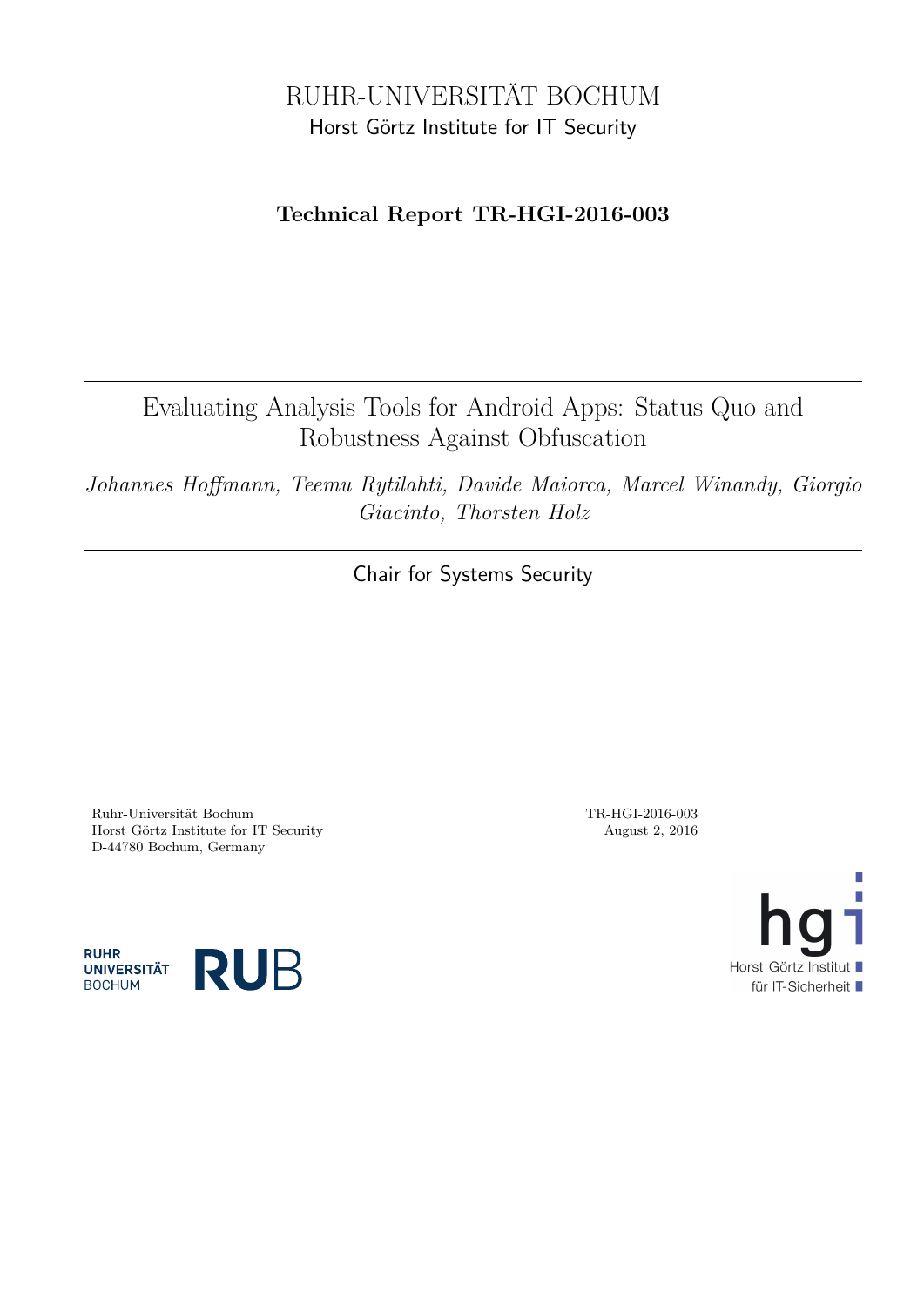RUHR-UNIVERSITÄT BOCHUM

Horst Görtz Institute for IT Security

**Technical Report TR-HGI-2016-003**

# Evaluating Analysis Tools for Android Apps: Status Quo and Robustness Against Obfuscation

*Johannes Hoffmann, Teemu Rytilahti, Davide Maiorca, Marcel Winandy, Giorgio Giacinto, Thorsten Holz*

Chair for Systems Security

Ruhr-Universität Bochum
Horst Görtz Institute for IT Security
D-44780 Bochum, Germany

TR-HGI-2016-003
August 2, 2016

RUHR UNIVERSITÄT BOCHUM RUB

hgi Horst Görtz Institut für IT-Sicherheit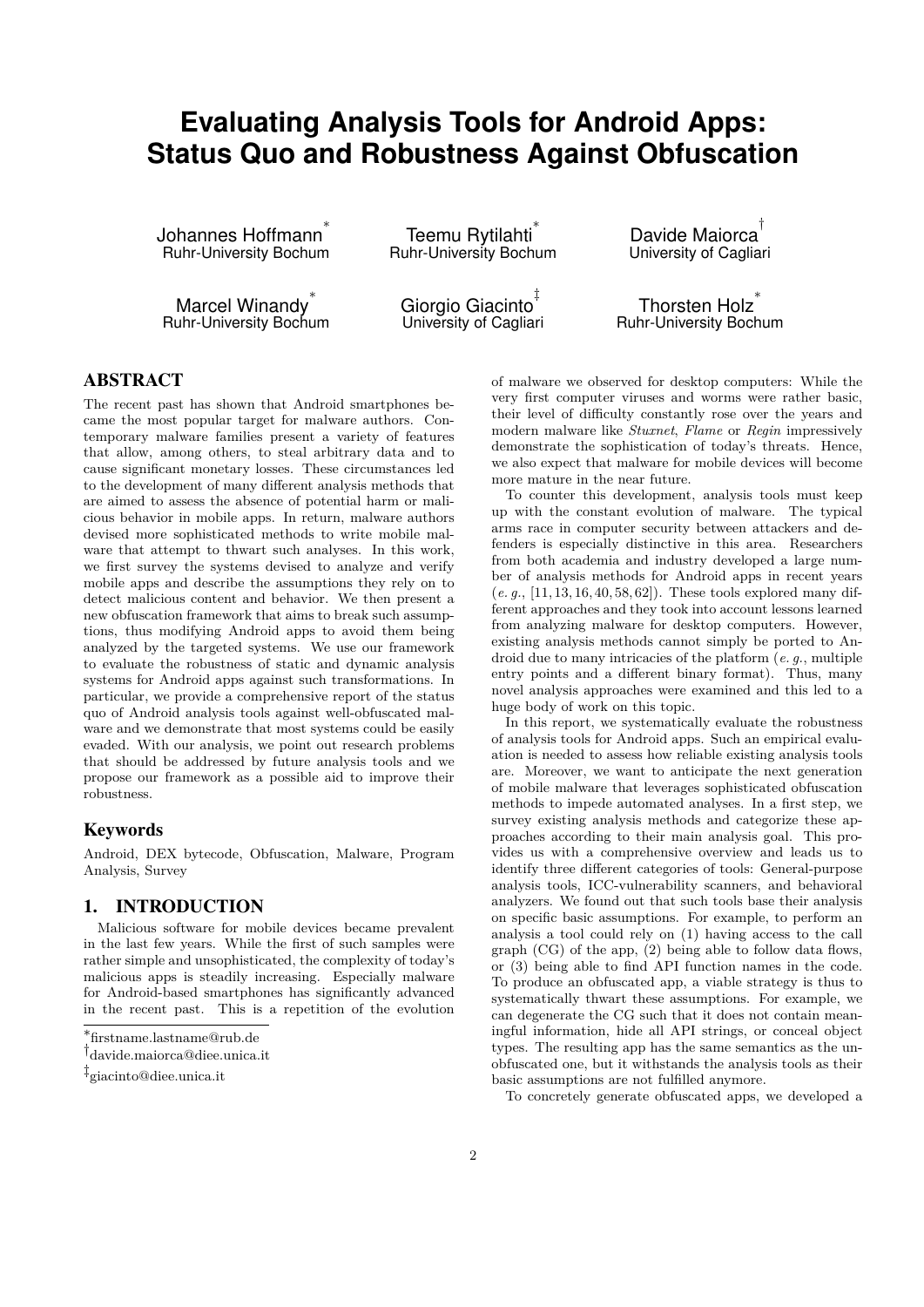# Evaluating Analysis Tools for Android Apps: Status Quo and Robustness Against Obfuscation

Johannes Hoffmann[*]
Ruhr-University Bochum

Teemu Rytilahti[*]
Ruhr-University Bochum

Davide Maiorca[†]
University of Cagliari

Marcel Winandy[*]
Ruhr-University Bochum

Giorgio Giacinto[‡]
University of Cagliari

Thorsten Holz[*]
Ruhr-University Bochum

## ABSTRACT

The recent past has shown that Android smartphones became the most popular target for malware authors. Contemporary malware families present a variety of features that allow, among others, to steal arbitrary data and to cause significant monetary losses. These circumstances led to the development of many different analysis methods that are aimed to assess the absence of potential harm or malicious behavior in mobile apps. In return, malware authors devised more sophisticated methods to write mobile malware that attempt to thwart such analyses. In this work, we first survey the systems devised to analyze and verify mobile apps and describe the assumptions they rely on to detect malicious content and behavior. We then present a new obfuscation framework that aims to break such assumptions, thus modifying Android apps to avoid them being analyzed by the targeted systems. We use our framework to evaluate the robustness of static and dynamic analysis systems for Android apps against such transformations. In particular, we provide a comprehensive report of the status quo of Android analysis tools against well-obfuscated malware and we demonstrate that most systems could be easily evaded. With our analysis, we point out research problems that should be addressed by future analysis tools and we propose our framework as a possible aid to improve their robustness.

### Keywords

Android, DEX bytecode, Obfuscation, Malware, Program Analysis, Survey

## 1. INTRODUCTION

Malicious software for mobile devices became prevalent in the last few years. While the first of such samples were rather simple and unsophisticated, the complexity of today's malicious apps is steadily increasing. Especially malware for Android-based smartphones has significantly advanced in the recent past. This is a repetition of the evolution of malware we observed for desktop computers: While the very first computer viruses and worms were rather basic, their level of difficulty constantly rose over the years and modern malware like *Stuxnet*, *Flame* or *Regin* impressively demonstrate the sophistication of today's threats. Hence, we also expect that malware for mobile devices will become more mature in the near future.

To counter this development, analysis tools must keep up with the constant evolution of malware. The typical arms race in computer security between attackers and defenders is especially distinctive in this area. Researchers from both academia and industry developed a large number of analysis methods for Android apps in recent years (*e. g.*, [11, 13, 16, 40, 58, 62]). These tools explored many different approaches and they took into account lessons learned from analyzing malware for desktop computers. However, existing analysis methods cannot simply be ported to Android due to many intricacies of the platform (*e. g.*, multiple entry points and a different binary format). Thus, many novel analysis approaches were examined and this led to a huge body of work on this topic.

In this report, we systematically evaluate the robustness of analysis tools for Android apps. Such an empirical evaluation is needed to assess how reliable existing analysis tools are. Moreover, we want to anticipate the next generation of mobile malware that leverages sophisticated obfuscation methods to impede automated analyses. In a first step, we survey existing analysis methods and categorize these approaches according to their main analysis goal. This provides us with a comprehensive overview and leads us to identify three different categories of tools: General-purpose analysis tools, ICC-vulnerability scanners, and behavioral analyzers. We found out that such tools base their analysis on specific basic assumptions. For example, to perform an analysis a tool could rely on (1) having access to the call graph (CG) of the app, (2) being able to follow data flows, or (3) being able to find API function names in the code. To produce an obfuscated app, a viable strategy is thus to systematically thwart these assumptions. For example, we can degenerate the CG such that it does not contain meaningful information, hide all API strings, or conceal object types. The resulting app has the same semantics as the unobfuscated one, but it withstands the analysis tools as their basic assumptions are not fulfilled anymore.

To concretely generate obfuscated apps, we developed a

[*]firstname.lastname@rub.de
[†]davide.maiorca@diee.unica.it
[‡]giacinto@diee.unica.it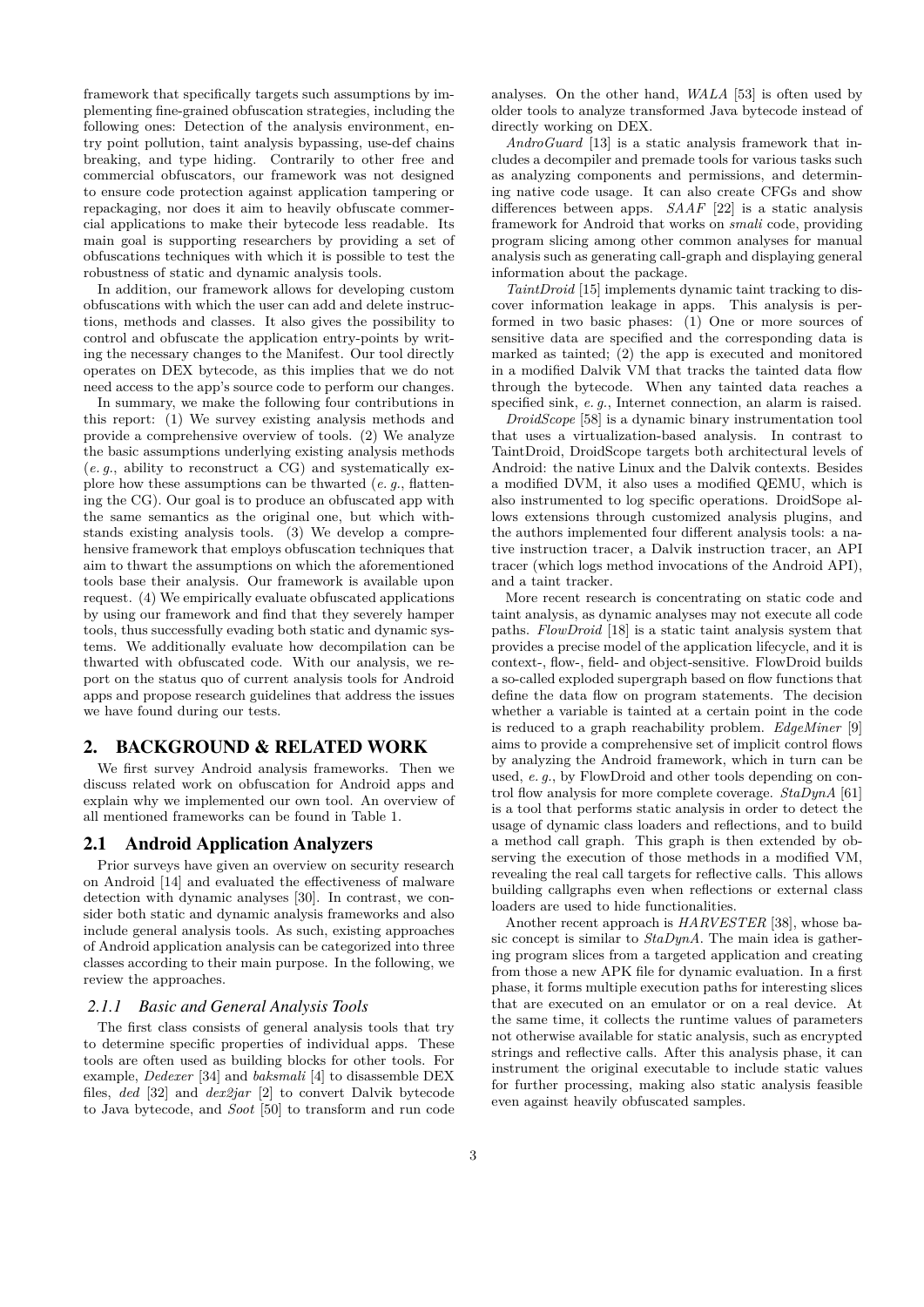framework that specifically targets such assumptions by implementing fine-grained obfuscation strategies, including the following ones: Detection of the analysis environment, entry point pollution, taint analysis bypassing, use-def chains breaking, and type hiding. Contrarily to other free and commercial obfuscators, our framework was not designed to ensure code protection against application tampering or repackaging, nor does it aim to heavily obfuscate commercial applications to make their bytecode less readable. Its main goal is supporting researchers by providing a set of obfuscations techniques with which it is possible to test the robustness of static and dynamic analysis tools.

In addition, our framework allows for developing custom obfuscations with which the user can add and delete instructions, methods and classes. It also gives the possibility to control and obfuscate the application entry-points by writing the necessary changes to the Manifest. Our tool directly operates on DEX bytecode, as this implies that we do not need access to the app's source code to perform our changes.

In summary, we make the following four contributions in this report: (1) We survey existing analysis methods and provide a comprehensive overview of tools. (2) We analyze the basic assumptions underlying existing analysis methods (*e. g.*, ability to reconstruct a CG) and systematically explore how these assumptions can be thwarted (*e. g.*, flattening the CG). Our goal is to produce an obfuscated app with the same semantics as the original one, but which withstands existing analysis tools. (3) We develop a comprehensive framework that employs obfuscation techniques that aim to thwart the assumptions on which the aforementioned tools base their analysis. Our framework is available upon request. (4) We empirically evaluate obfuscated applications by using our framework and find that they severely hamper tools, thus successfully evading both static and dynamic systems. We additionally evaluate how decompilation can be thwarted with obfuscated code. With our analysis, we report on the status quo of current analysis tools for Android apps and propose research guidelines that address the issues we have found during our tests.

## 2. BACKGROUND & RELATED WORK

We first survey Android analysis frameworks. Then we discuss related work on obfuscation for Android apps and explain why we implemented our own tool. An overview of all mentioned frameworks can be found in Table 1.

### 2.1 Android Application Analyzers

Prior surveys have given an overview on security research on Android [14] and evaluated the effectiveness of malware detection with dynamic analyses [30]. In contrast, we consider both static and dynamic analysis frameworks and also include general analysis tools. As such, existing approaches of Android application analysis can be categorized into three classes according to their main purpose. In the following, we review the approaches.

#### *2.1.1 Basic and General Analysis Tools*

The first class consists of general analysis tools that try to determine specific properties of individual apps. These tools are often used as building blocks for other tools. For example, *Dedexer* [34] and *baksmali* [4] to disassemble DEX files, *ded* [32] and *dex2jar* [2] to convert Dalvik bytecode to Java bytecode, and *Soot* [50] to transform and run code analyses. On the other hand, *WALA* [53] is often used by older tools to analyze transformed Java bytecode instead of directly working on DEX.

*AndroGuard* [13] is a static analysis framework that includes a decompiler and premade tools for various tasks such as analyzing components and permissions, and determining native code usage. It can also create CFGs and show differences between apps. *SAAF* [22] is a static analysis framework for Android that works on *smali* code, providing program slicing among other common analyses for manual analysis such as generating call-graph and displaying general information about the package.

*TaintDroid* [15] implements dynamic taint tracking to discover information leakage in apps. This analysis is performed in two basic phases: (1) One or more sources of sensitive data are specified and the corresponding data is marked as tainted; (2) the app is executed and monitored in a modified Dalvik VM that tracks the tainted data flow through the bytecode. When any tainted data reaches a specified sink, *e. g.*, Internet connection, an alarm is raised.

*DroidScope* [58] is a dynamic binary instrumentation tool that uses a virtualization-based analysis. In contrast to TaintDroid, DroidScope targets both architectural levels of Android: the native Linux and the Dalvik contexts. Besides a modified DVM, it also uses a modified QEMU, which is also instrumented to log specific operations. DroidSope allows extensions through customized analysis plugins, and the authors implemented four different analysis tools: a native instruction tracer, a Dalvik instruction tracer, an API tracer (which logs method invocations of the Android API), and a taint tracker.

More recent research is concentrating on static code and taint analysis, as dynamic analyses may not execute all code paths. *FlowDroid* [18] is a static taint analysis system that provides a precise model of the application lifecycle, and it is context-, flow-, field- and object-sensitive. FlowDroid builds a so-called exploded supergraph based on flow functions that define the data flow on program statements. The decision whether a variable is tainted at a certain point in the code is reduced to a graph reachability problem. *EdgeMiner* [9] aims to provide a comprehensive set of implicit control flows by analyzing the Android framework, which in turn can be used, *e. g.*, by FlowDroid and other tools depending on control flow analysis for more complete coverage. *StaDynA* [61] is a tool that performs static analysis in order to detect the usage of dynamic class loaders and reflections, and to build a method call graph. This graph is then extended by observing the execution of those methods in a modified VM, revealing the real call targets for reflective calls. This allows building callgraphs even when reflections or external class loaders are used to hide functionalities.

Another recent approach is *HARVESTER* [38], whose basic concept is similar to *StaDynA*. The main idea is gathering program slices from a targeted application and creating from those a new APK file for dynamic evaluation. In a first phase, it forms multiple execution paths for interesting slices that are executed on an emulator or on a real device. At the same time, it collects the runtime values of parameters not otherwise available for static analysis, such as encrypted strings and reflective calls. After this analysis phase, it can instrument the original executable to include static values for further processing, making also static analysis feasible even against heavily obfuscated samples.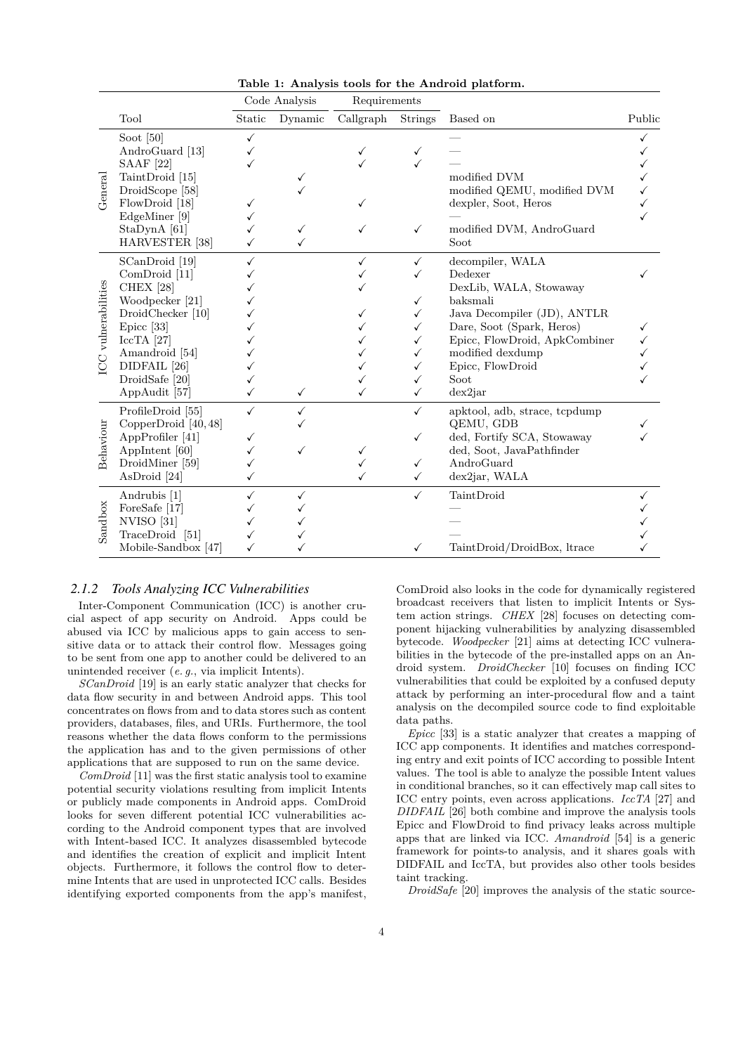**Table 1: Analysis tools for the Android platform.**

| | Tool | Code Analysis | | Requirements | | Based on | Public |
|---|---|---|---|---|---|---|---|
| | | Static | Dynamic | Callgraph | Strings | | |
| General | Soot [50] | ✓ | | | | — | ✓ |
| | AndroGuard [13] | ✓ | | ✓ | ✓ | — | ✓ |
| | SAAF [22] | ✓ | | ✓ | ✓ | — | ✓ |
| | TaintDroid [15] | | ✓ | | | modified DVM | ✓ |
| | DroidScope [58] | | ✓ | | | modified QEMU, modified DVM | ✓ |
| | FlowDroid [18] | ✓ | | ✓ | | dexpler, Soot, Heros | ✓ |
| | EdgeMiner [9] | ✓ | | | | — | ✓ |
| | StaDynA [61] | ✓ | ✓ | ✓ | ✓ | modified DVM, AndroGuard | |
| | HARVESTER [38] | ✓ | ✓ | | | Soot | |
| ICC vulnerabilities | SCanDroid [19] | ✓ | | ✓ | ✓ | decompiler, WALA | |
| | ComDroid [11] | ✓ | | ✓ | ✓ | Dedexer | ✓ |
| | CHEX [28] | ✓ | | ✓ | | DexLib, WALA, Stowaway | |
| | Woodpecker [21] | ✓ | | | ✓ | baksmali | |
| | DroidChecker [10] | ✓ | | ✓ | ✓ | Java Decompiler (JD), ANTLR | |
| | Epicc [33] | ✓ | | ✓ | ✓ | Dare, Soot (Spark, Heros) | ✓ |
| | IccTA [27] | ✓ | | ✓ | ✓ | Epicc, FlowDroid, ApkCombiner | ✓ |
| | Amandroid [54] | ✓ | | ✓ | ✓ | modified dexdump | ✓ |
| | DIDFAIL [26] | ✓ | | ✓ | ✓ | Epicc, FlowDroid | ✓ |
| | DroidSafe [20] | ✓ | | ✓ | ✓ | Soot | ✓ |
| | AppAudit [57] | ✓ | ✓ | ✓ | ✓ | dex2jar | |
| Behaviour | ProfileDroid [55] | ✓ | ✓ | | ✓ | apktool, adb, strace, tcpdump | |
| | CopperDroid [40, 48] | | ✓ | | | QEMU, GDB | ✓ |
| | AppProfiler [41] | ✓ | | | ✓ | ded, Fortify SCA, Stowaway | ✓ |
| | AppIntent [60] | ✓ | ✓ | ✓ | | ded, Soot, JavaPathfinder | |
| | DroidMiner [59] | ✓ | | ✓ | ✓ | AndroGuard | |
| | AsDroid [24] | ✓ | | ✓ | ✓ | dex2jar, WALA | |
| Sandbox | Andrubis [1] | ✓ | ✓ | | ✓ | TaintDroid | ✓ |
| | ForeSafe [17] | ✓ | ✓ | | | — | ✓ |
| | NVISO [31] | ✓ | ✓ | | | — | ✓ |
| | TraceDroid [51] | ✓ | ✓ | | | — | ✓ |
| | Mobile-Sandbox [47] | ✓ | ✓ | | ✓ | TaintDroid/DroidBox, ltrace | ✓ |

### 2.1.2 Tools Analyzing ICC Vulnerabilities

Inter-Component Communication (ICC) is another crucial aspect of app security on Android. Apps could be abused via ICC by malicious apps to gain access to sensitive data or to attack their control flow. Messages going to be sent from one app to another could be delivered to an unintended receiver (*e. g.*, via implicit Intents).

*SCanDroid* [19] is an early static analyzer that checks for data flow security in and between Android apps. This tool concentrates on flows from and to data stores such as content providers, databases, files, and URIs. Furthermore, the tool reasons whether the data flows conform to the permissions the application has and to the given permissions of other applications that are supposed to run on the same device.

*ComDroid* [11] was the first static analysis tool to examine potential security violations resulting from implicit Intents or publicly made components in Android apps. ComDroid looks for seven different potential ICC vulnerabilities according to the Android component types that are involved with Intent-based ICC. It analyzes disassembled bytecode and identifies the creation of explicit and implicit Intent objects. Furthermore, it follows the control flow to determine Intents that are used in unprotected ICC calls. Besides identifying exported components from the app's manifest, ComDroid also looks in the code for dynamically registered broadcast receivers that listen to implicit Intents or System action strings. *CHEX* [28] focuses on detecting component hijacking vulnerabilities by analyzing disassembled bytecode. *Woodpecker* [21] aims at detecting ICC vulnerabilities in the bytecode of the pre-installed apps on an Android system. *DroidChecker* [10] focuses on finding ICC vulnerabilities that could be exploited by a confused deputy attack by performing an inter-procedural flow and a taint analysis on the decompiled source code to find exploitable data paths.

*Epicc* [33] is a static analyzer that creates a mapping of ICC app components. It identifies and matches corresponding entry and exit points of ICC according to possible Intent values. The tool is able to analyze the possible Intent values in conditional branches, so it can effectively map call sites to ICC entry points, even across applications. *IccTA* [27] and *DIDFAIL* [26] both combine and improve the analysis tools Epicc and FlowDroid to find privacy leaks across multiple apps that are linked via ICC. *Amandroid* [54] is a generic framework for points-to analysis, and it shares goals with DIDFAIL and IccTA, but provides also other tools besides taint tracking.

*DroidSafe* [20] improves the analysis of the static source-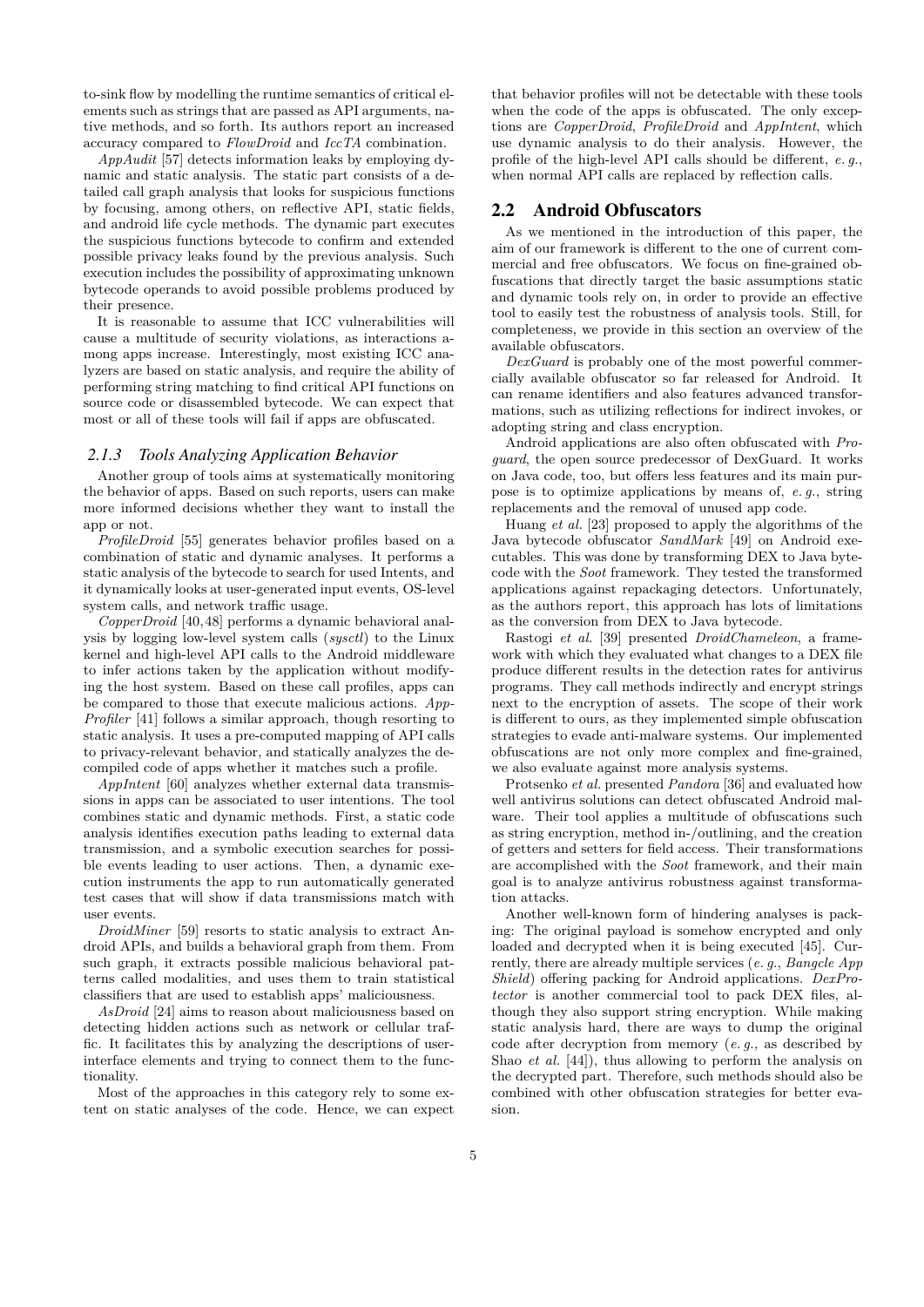to-sink flow by modelling the runtime semantics of critical elements such as strings that are passed as API arguments, native methods, and so forth. Its authors report an increased accuracy compared to *FlowDroid* and *IccTA* combination.

*AppAudit* [57] detects information leaks by employing dynamic and static analysis. The static part consists of a detailed call graph analysis that looks for suspicious functions by focusing, among others, on reflective API, static fields, and android life cycle methods. The dynamic part executes the suspicious functions bytecode to confirm and extended possible privacy leaks found by the previous analysis. Such execution includes the possibility of approximating unknown bytecode operands to avoid possible problems produced by their presence.

It is reasonable to assume that ICC vulnerabilities will cause a multitude of security violations, as interactions among apps increase. Interestingly, most existing ICC analyzers are based on static analysis, and require the ability of performing string matching to find critical API functions on source code or disassembled bytecode. We can expect that most or all of these tools will fail if apps are obfuscated.

### 2.1.3 Tools Analyzing Application Behavior

Another group of tools aims at systematically monitoring the behavior of apps. Based on such reports, users can make more informed decisions whether they want to install the app or not.

*ProfileDroid* [55] generates behavior profiles based on a combination of static and dynamic analyses. It performs a static analysis of the bytecode to search for used Intents, and it dynamically looks at user-generated input events, OS-level system calls, and network traffic usage.

*CopperDroid* [40,48] performs a dynamic behavioral analysis by logging low-level system calls (*sysctl*) to the Linux kernel and high-level API calls to the Android middleware to infer actions taken by the application without modifying the host system. Based on these call profiles, apps can be compared to those that execute malicious actions. *AppProfiler* [41] follows a similar approach, though resorting to static analysis. It uses a pre-computed mapping of API calls to privacy-relevant behavior, and statically analyzes the decompiled code of apps whether it matches such a profile.

*AppIntent* [60] analyzes whether external data transmissions in apps can be associated to user intentions. The tool combines static and dynamic methods. First, a static code analysis identifies execution paths leading to external data transmission, and a symbolic execution searches for possible events leading to user actions. Then, a dynamic execution instruments the app to run automatically generated test cases that will show if data transmissions match with user events.

*DroidMiner* [59] resorts to static analysis to extract Android APIs, and builds a behavioral graph from them. From such graph, it extracts possible malicious behavioral patterns called modalities, and uses them to train statistical classifiers that are used to establish apps' maliciousness.

*AsDroid* [24] aims to reason about maliciousness based on detecting hidden actions such as network or cellular traffic. It facilitates this by analyzing the descriptions of user-interface elements and trying to connect them to the functionality.

Most of the approaches in this category rely to some extent on static analyses of the code. Hence, we can expect that behavior profiles will not be detectable with these tools when the code of the apps is obfuscated. The only exceptions are *CopperDroid*, *ProfileDroid* and *AppIntent*, which use dynamic analysis to do their analysis. However, the profile of the high-level API calls should be different, *e. g.*, when normal API calls are replaced by reflection calls.

## 2.2 Android Obfuscators

As we mentioned in the introduction of this paper, the aim of our framework is different to the one of current commercial and free obfuscators. We focus on fine-grained obfuscations that directly target the basic assumptions static and dynamic tools rely on, in order to provide an effective tool to easily test the robustness of analysis tools. Still, for completeness, we provide in this section an overview of the available obfuscators.

*DexGuard* is probably one of the most powerful commercially available obfuscator so far released for Android. It can rename identifiers and also features advanced transformations, such as utilizing reflections for indirect invokes, or adopting string and class encryption.

Android applications are also often obfuscated with *Proguard*, the open source predecessor of DexGuard. It works on Java code, too, but offers less features and its main purpose is to optimize applications by means of, *e. g.*, string replacements and the removal of unused app code.

Huang *et al.* [23] proposed to apply the algorithms of the Java bytecode obfuscator *SandMark* [49] on Android executables. This was done by transforming DEX to Java bytecode with the *Soot* framework. They tested the transformed applications against repackaging detectors. Unfortunately, as the authors report, this approach has lots of limitations as the conversion from DEX to Java bytecode.

Rastogi *et al.* [39] presented *DroidChameleon*, a framework with which they evaluated what changes to a DEX file produce different results in the detection rates for antivirus programs. They call methods indirectly and encrypt strings next to the encryption of assets. The scope of their work is different to ours, as they implemented simple obfuscation strategies to evade anti-malware systems. Our implemented obfuscations are not only more complex and fine-grained, we also evaluate against more analysis systems.

Protsenko *et al.* presented *Pandora* [36] and evaluated how well antivirus solutions can detect obfuscated Android malware. Their tool applies a multitude of obfuscations such as string encryption, method in-/outlining, and the creation of getters and setters for field access. Their transformations are accomplished with the *Soot* framework, and their main goal is to analyze antivirus robustness against transformation attacks.

Another well-known form of hindering analyses is packing: The original payload is somehow encrypted and only loaded and decrypted when it is being executed [45]. Currently, there are already multiple services (*e. g.*, *Bangcle App Shield*) offering packing for Android applications. *DexProtector* is another commercial tool to pack DEX files, although they also support string encryption. While making static analysis hard, there are ways to dump the original code after decryption from memory (*e. g.*, as described by Shao *et al.* [44]), thus allowing to perform the analysis on the decrypted part. Therefore, such methods should also be combined with other obfuscation strategies for better evasion.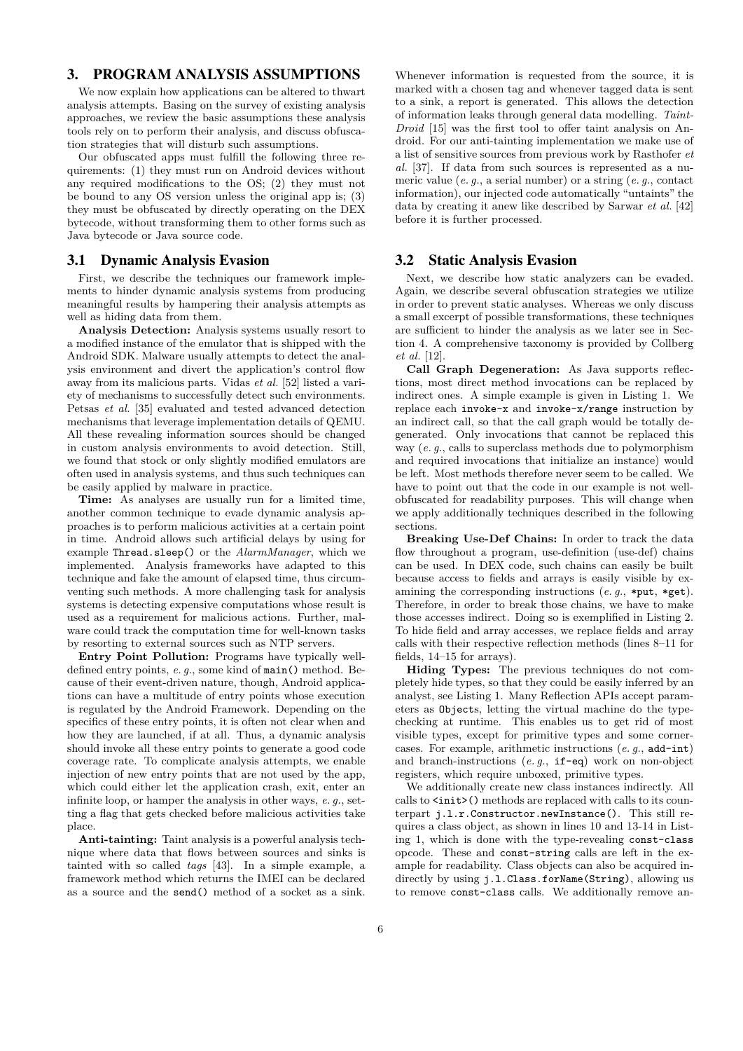## 3. PROGRAM ANALYSIS ASSUMPTIONS

We now explain how applications can be altered to thwart analysis attempts. Basing on the survey of existing analysis approaches, we review the basic assumptions these analysis tools rely on to perform their analysis, and discuss obfuscation strategies that will disturb such assumptions.

Our obfuscated apps must fulfill the following three requirements: (1) they must run on Android devices without any required modifications to the OS; (2) they must not be bound to any OS version unless the original app is; (3) they must be obfuscated by directly operating on the DEX bytecode, without transforming them to other forms such as Java bytecode or Java source code.

### 3.1 Dynamic Analysis Evasion

First, we describe the techniques our framework implements to hinder dynamic analysis systems from producing meaningful results by hampering their analysis attempts as well as hiding data from them.

**Analysis Detection:** Analysis systems usually resort to a modified instance of the emulator that is shipped with the Android SDK. Malware usually attempts to detect the analysis environment and divert the application's control flow away from its malicious parts. Vidas *et al.* [52] listed a variety of mechanisms to successfully detect such environments. Petsas *et al.* [35] evaluated and tested advanced detection mechanisms that leverage implementation details of QEMU. All these revealing information sources should be changed in custom analysis environments to avoid detection. Still, we found that stock or only slightly modified emulators are often used in analysis systems, and thus such techniques can be easily applied by malware in practice.

**Time:** As analyses are usually run for a limited time, another common technique to evade dynamic analysis approaches is to perform malicious activities at a certain point in time. Android allows such artificial delays by using for example `Thread.sleep()` or the *AlarmManager*, which we implemented. Analysis frameworks have adapted to this technique and fake the amount of elapsed time, thus circumventing such methods. A more challenging task for analysis systems is detecting expensive computations whose result is used as a requirement for malicious actions. Further, malware could track the computation time for well-known tasks by resorting to external sources such as NTP servers.

**Entry Point Pollution:** Programs have typically well-defined entry points, *e. g.*, some kind of `main()` method. Because of their event-driven nature, though, Android applications can have a multitude of entry points whose execution is regulated by the Android Framework. Depending on the specifics of these entry points, it is often not clear when and how they are launched, if at all. Thus, a dynamic analysis should invoke all these entry points to generate a good code coverage rate. To complicate analysis attempts, we enable injection of new entry points that are not used by the app, which could either let the application crash, exit, enter an infinite loop, or hamper the analysis in other ways, *e. g.*, setting a flag that gets checked before malicious activities take place.

**Anti-tainting:** Taint analysis is a powerful analysis technique where data that flows between sources and sinks is tainted with so called *tags* [43]. In a simple example, a framework method which returns the IMEI can be declared as a source and the `send()` method of a socket as a sink. Whenever information is requested from the source, it is marked with a chosen tag and whenever tagged data is sent to a sink, a report is generated. This allows the detection of information leaks through general data modelling. *TaintDroid* [15] was the first tool to offer taint analysis on Android. For our anti-tainting implementation we make use of a list of sensitive sources from previous work by Rasthofer *et al.* [37]. If data from such sources is represented as a numeric value (*e. g.*, a serial number) or a string (*e. g.*, contact information), our injected code automatically "untaints" the data by creating it anew like described by Sarwar *et al.* [42] before it is further processed.

### 3.2 Static Analysis Evasion

Next, we describe how static analyzers can be evaded. Again, we describe several obfuscation strategies we utilize in order to prevent static analyses. Whereas we only discuss a small excerpt of possible transformations, these techniques are sufficient to hinder the analysis as we later see in Section 4. A comprehensive taxonomy is provided by Collberg *et al.* [12].

**Call Graph Degeneration:** As Java supports reflections, most direct method invocations can be replaced by indirect ones. A simple example is given in Listing 1. We replace each `invoke-x` and `invoke-x/range` instruction by an indirect call, so that the call graph would be totally degenerated. Only invocations that cannot be replaced this way (*e. g.*, calls to superclass methods due to polymorphism and required invocations that initialize an instance) would be left. Most methods therefore never seem to be called. We have to point out that the code in our example is not well-obfuscated for readability purposes. This will change when we apply additionally techniques described in the following sections.

**Breaking Use-Def Chains:** In order to track the data flow throughout a program, use-definition (use-def) chains can be used. In DEX code, such chains can easily be built because access to fields and arrays is easily visible by examining the corresponding instructions (*e. g.*, `*put`, `*get`). Therefore, in order to break those chains, we have to make those accesses indirect. Doing so is exemplified in Listing 2. To hide field and array accesses, we replace fields and array calls with their respective reflection methods (lines 8–11 for fields, 14–15 for arrays).

**Hiding Types:** The previous techniques do not completely hide types, so that they could be easily inferred by an analyst, see Listing 1. Many Reflection APIs accept parameters as `Object`s, letting the virtual machine do the type-checking at runtime. This enables us to get rid of most visible types, except for primitive types and some corner-cases. For example, arithmetic instructions (*e. g.*, `add-int`) and branch-instructions (*e. g.*, `if-eq`) work on non-object registers, which require unboxed, primitive types.

We additionally create new class instances indirectly. All calls to `<init>()` methods are replaced with calls to its counterpart `j.l.r.Constructor.newInstance()`. This still requires a class object, as shown in lines 10 and 13-14 in Listing 1, which is done with the type-revealing `const-class` opcode. These and `const-string` calls are left in the example for readability. Class objects can also be acquired indirectly by using `j.l.Class.forName(String)`, allowing us to remove `const-class` calls. We additionally remove an-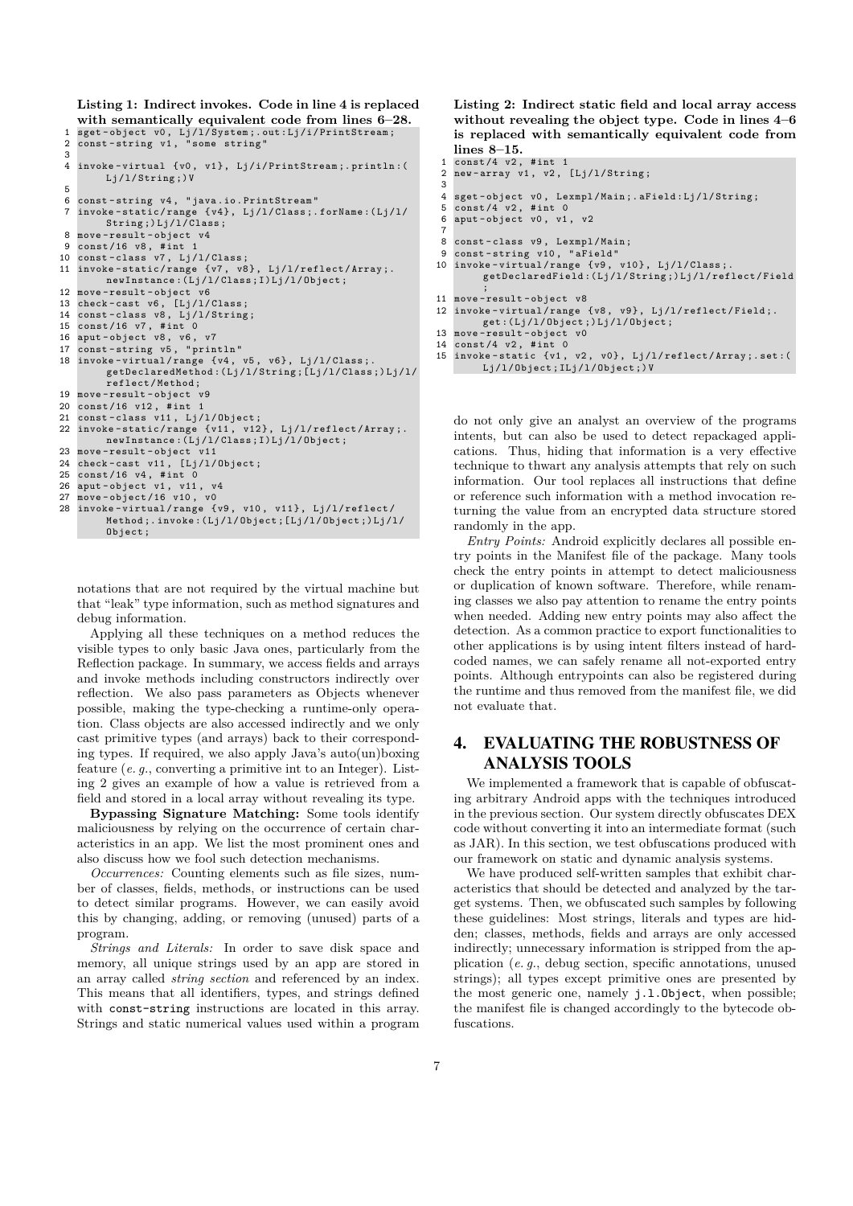**Listing 1: Indirect invokes. Code in line 4 is replaced with semantically equivalent code from lines 6–28.**

```
1  sget-object v0, Lj/l/System;.out:Lj/i/PrintStream;
2  const-string v1, "some string"
3
4  invoke-virtual {v0, v1}, Lj/i/PrintStream;.println:(
       Lj/l/String;)V
5
6  const-string v4, "java.io.PrintStream"
7  invoke-static/range {v4}, Lj/l/Class;.forName:(Lj/l/
       String;)Lj/l/Class;
8  move-result-object v4
9  const/16 v8, #int 1
10 const-class v7, Lj/l/Class;
11 invoke-static/range {v7, v8}, Lj/l/reflect/Array;.
       newInstance:(Lj/l/Class;I)Lj/l/Object;
12 move-result-object v6
13 check-cast v6, [Lj/l/Class;
14 const-class v8, Lj/l/String;
15 const/16 v7, #int 0
16 aput-object v8, v6, v7
17 const-string v5, "println"
18 invoke-virtual/range {v4, v5, v6}, Lj/l/Class;.
       getDeclaredMethod:(Lj/l/String;[Lj/l/Class;)Lj/l/
       reflect/Method;
19 move-result-object v9
20 const/16 v12, #int 1
21 const-class v11, Lj/l/Object;
22 invoke-static/range {v11, v12}, Lj/l/reflect/Array;.
       newInstance:(Lj/l/Class;I)Lj/l/Object;
23 move-result-object v11
24 check-cast v11, [Lj/l/Object;
25 const/16 v4, #int 0
26 aput-object v1, v11, v4
27 move-object/16 v10, v0
28 invoke-virtual/range {v9, v10, v11}, Lj/l/reflect/
       Method;.invoke:(Lj/l/Object;[Lj/l/Object;)Lj/l/
       Object;
```

notations that are not required by the virtual machine but that "leak" type information, such as method signatures and debug information.

Applying all these techniques on a method reduces the visible types to only basic Java ones, particularly from the Reflection package. In summary, we access fields and arrays and invoke methods including constructors indirectly over reflection. We also pass parameters as Objects whenever possible, making the type-checking a runtime-only operation. Class objects are also accessed indirectly and we only cast primitive types (and arrays) back to their corresponding types. If required, we also apply Java's auto(un)boxing feature (*e. g.*, converting a primitive int to an Integer). Listing 2 gives an example of how a value is retrieved from a field and stored in a local array without revealing its type.

**Bypassing Signature Matching:** Some tools identify maliciousness by relying on the occurrence of certain characteristics in an app. We list the most prominent ones and also discuss how we fool such detection mechanisms.

*Occurrences:* Counting elements such as file sizes, number of classes, fields, methods, or instructions can be used to detect similar programs. However, we can easily avoid this by changing, adding, or removing (unused) parts of a program.

*Strings and Literals:* In order to save disk space and memory, all unique strings used by an app are stored in an array called *string section* and referenced by an index. This means that all identifiers, types, and strings defined with `const-string` instructions are located in this array. Strings and static numerical values used within a program

**Listing 2: Indirect static field and local array access without revealing the object type. Code in lines 4–6 is replaced with semantically equivalent code from lines 8–15.**

```
1  const/4 v2, #int 1
2  new-array v1, v2, [Lj/l/String;
3
4  sget-object v0, Lexmpl/Main;.aField:Lj/l/String;
5  const/4 v2, #int 0
6  aput-object v0, v1, v2
7
8  const-class v9, Lexmpl/Main;
9  const-string v10, "aField"
10 invoke-virtual/range {v9, v10}, Lj/l/Class;.
       getDeclaredField:(Lj/l/String;)Lj/l/reflect/Field
       ;
11 move-result-object v8
12 invoke-virtual/range {v8, v9}, Lj/l/reflect/Field;.
       get:(Lj/l/Object;)Lj/l/Object;
13 move-result-object v0
14 const/4 v2, #int 0
15 invoke-static {v1, v2, v0}, Lj/l/reflect/Array;.set:(
       Lj/l/Object;ILj/l/Object;)V
```

do not only give an analyst an overview of the programs intents, but can also be used to detect repackaged applications. Thus, hiding that information is a very effective technique to thwart any analysis attempts that rely on such information. Our tool replaces all instructions that define or reference such information with a method invocation returning the value from an encrypted data structure stored randomly in the app.

*Entry Points:* Android explicitly declares all possible entry points in the Manifest file of the package. Many tools check the entry points in attempt to detect maliciousness or duplication of known software. Therefore, while renaming classes we also pay attention to rename the entry points when needed. Adding new entry points may also affect the detection. As a common practice to export functionalities to other applications is by using intent filters instead of hardcoded names, we can safely rename all not-exported entry points. Although entrypoints can also be registered during the runtime and thus removed from the manifest file, we did not evaluate that.

## 4. EVALUATING THE ROBUSTNESS OF ANALYSIS TOOLS

We implemented a framework that is capable of obfuscating arbitrary Android apps with the techniques introduced in the previous section. Our system directly obfuscates DEX code without converting it into an intermediate format (such as JAR). In this section, we test obfuscations produced with our framework on static and dynamic analysis systems.

We have produced self-written samples that exhibit characteristics that should be detected and analyzed by the target systems. Then, we obfuscated such samples by following these guidelines: Most strings, literals and types are hidden; classes, methods, fields and arrays are only accessed indirectly; unnecessary information is stripped from the application (*e. g.*, debug section, specific annotations, unused strings); all types except primitive ones are presented by the most generic one, namely `j.l.Object`, when possible; the manifest file is changed accordingly to the bytecode obfuscations.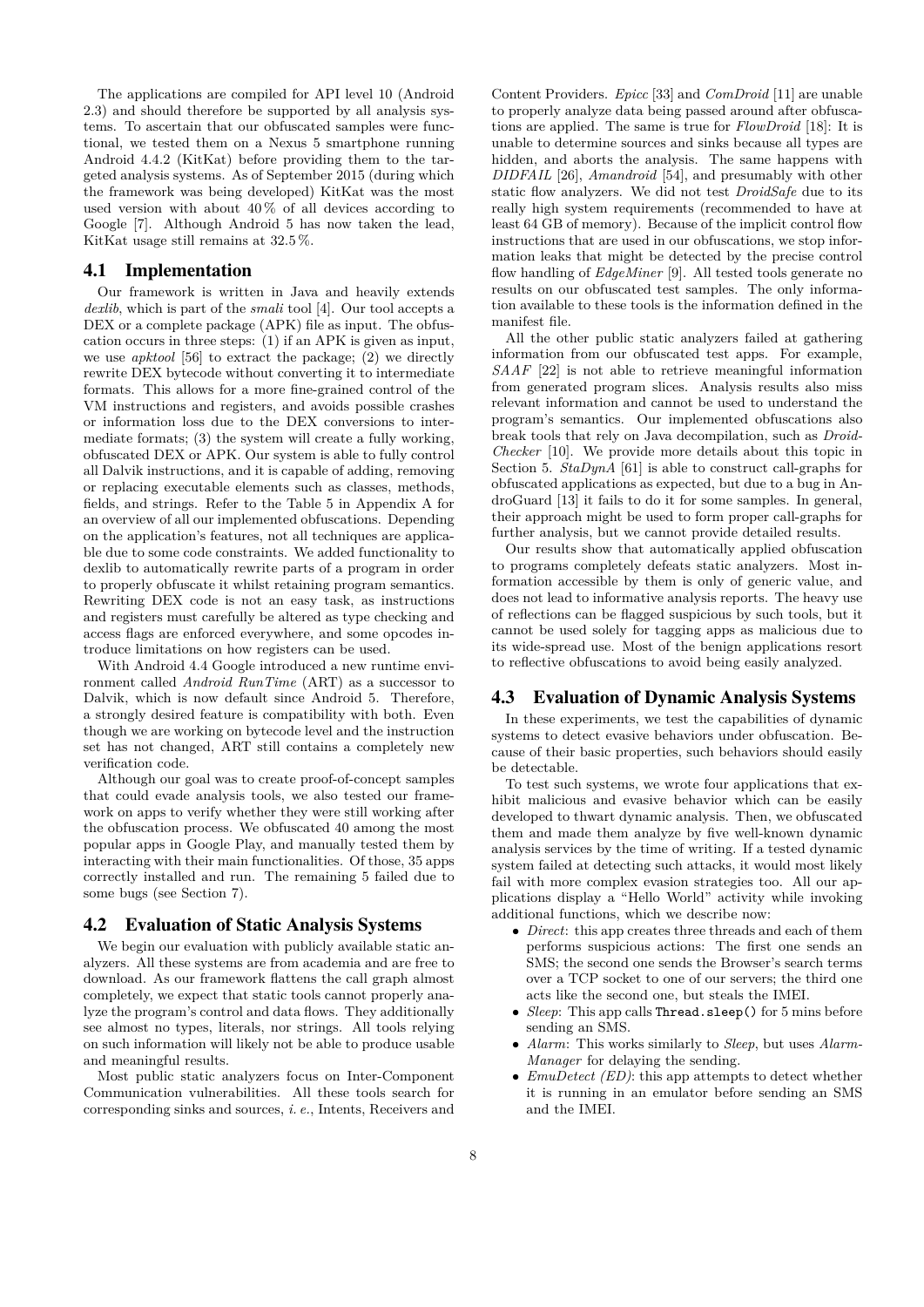The applications are compiled for API level 10 (Android 2.3) and should therefore be supported by all analysis systems. To ascertain that our obfuscated samples were functional, we tested them on a Nexus 5 smartphone running Android 4.4.2 (KitKat) before providing them to the targeted analysis systems. As of September 2015 (during which the framework was being developed) KitKat was the most used version with about 40 % of all devices according to Google [7]. Although Android 5 has now taken the lead, KitKat usage still remains at 32.5 %.

## 4.1 Implementation

Our framework is written in Java and heavily extends *dexlib*, which is part of the *smali* tool [4]. Our tool accepts a DEX or a complete package (APK) file as input. The obfuscation occurs in three steps: (1) if an APK is given as input, we use *apktool* [56] to extract the package; (2) we directly rewrite DEX bytecode without converting it to intermediate formats. This allows for a more fine-grained control of the VM instructions and registers, and avoids possible crashes or information loss due to the DEX conversions to intermediate formats; (3) the system will create a fully working, obfuscated DEX or APK. Our system is able to fully control all Dalvik instructions, and it is capable of adding, removing or replacing executable elements such as classes, methods, fields, and strings. Refer to the Table 5 in Appendix A for an overview of all our implemented obfuscations. Depending on the application's features, not all techniques are applicable due to some code constraints. We added functionality to dexlib to automatically rewrite parts of a program in order to properly obfuscate it whilst retaining program semantics. Rewriting DEX code is not an easy task, as instructions and registers must carefully be altered as type checking and access flags are enforced everywhere, and some opcodes introduce limitations on how registers can be used.

With Android 4.4 Google introduced a new runtime environment called *Android RunTime* (ART) as a successor to Dalvik, which is now default since Android 5. Therefore, a strongly desired feature is compatibility with both. Even though we are working on bytecode level and the instruction set has not changed, ART still contains a completely new verification code.

Although our goal was to create proof-of-concept samples that could evade analysis tools, we also tested our framework on apps to verify whether they were still working after the obfuscation process. We obfuscated 40 among the most popular apps in Google Play, and manually tested them by interacting with their main functionalities. Of those, 35 apps correctly installed and run. The remaining 5 failed due to some bugs (see Section 7).

## 4.2 Evaluation of Static Analysis Systems

We begin our evaluation with publicly available static analyzers. All these systems are from academia and are free to download. As our framework flattens the call graph almost completely, we expect that static tools cannot properly analyze the program's control and data flows. They additionally see almost no types, literals, nor strings. All tools relying on such information will likely not be able to produce usable and meaningful results.

Most public static analyzers focus on Inter-Component Communication vulnerabilities. All these tools search for corresponding sinks and sources, *i. e.*, Intents, Receivers and Content Providers. *Epicc* [33] and *ComDroid* [11] are unable to properly analyze data being passed around after obfuscations are applied. The same is true for *FlowDroid* [18]: It is unable to determine sources and sinks because all types are hidden, and aborts the analysis. The same happens with *DIDFAIL* [26], *Amandroid* [54], and presumably with other static flow analyzers. We did not test *DroidSafe* due to its really high system requirements (recommended to have at least 64 GB of memory). Because of the implicit control flow instructions that are used in our obfuscations, we stop information leaks that might be detected by the precise control flow handling of *EdgeMiner* [9]. All tested tools generate no results on our obfuscated test samples. The only information available to these tools is the information defined in the manifest file.

All the other public static analyzers failed at gathering information from our obfuscated test apps. For example, *SAAF* [22] is not able to retrieve meaningful information from generated program slices. Analysis results also miss relevant information and cannot be used to understand the program's semantics. Our implemented obfuscations also break tools that rely on Java decompilation, such as *DroidChecker* [10]. We provide more details about this topic in Section 5. *StaDynA* [61] is able to construct call-graphs for obfuscated applications as expected, but due to a bug in AndroGuard [13] it fails to do it for some samples. In general, their approach might be used to form proper call-graphs for further analysis, but we cannot provide detailed results.

Our results show that automatically applied obfuscation to programs completely defeats static analyzers. Most information accessible by them is only of generic value, and does not lead to informative analysis reports. The heavy use of reflections can be flagged suspicious by such tools, but it cannot be used solely for tagging apps as malicious due to its wide-spread use. Most of the benign applications resort to reflective obfuscations to avoid being easily analyzed.

## 4.3 Evaluation of Dynamic Analysis Systems

In these experiments, we test the capabilities of dynamic systems to detect evasive behaviors under obfuscation. Because of their basic properties, such behaviors should easily be detectable.

To test such systems, we wrote four applications that exhibit malicious and evasive behavior which can be easily developed to thwart dynamic analysis. Then, we obfuscated them and made them analyze by five well-known dynamic analysis services by the time of writing. If a tested dynamic system failed at detecting such attacks, it would most likely fail with more complex evasion strategies too. All our applications display a "Hello World" activity while invoking additional functions, which we describe now:

- *Direct*: this app creates three threads and each of them performs suspicious actions: The first one sends an SMS; the second one sends the Browser's search terms over a TCP socket to one of our servers; the third one acts like the second one, but steals the IMEI.
- *Sleep*: This app calls `Thread.sleep()` for 5 mins before sending an SMS.
- *Alarm*: This works similarly to *Sleep*, but uses *AlarmManager* for delaying the sending.
- *EmuDetect (ED)*: this app attempts to detect whether it is running in an emulator before sending an SMS and the IMEI.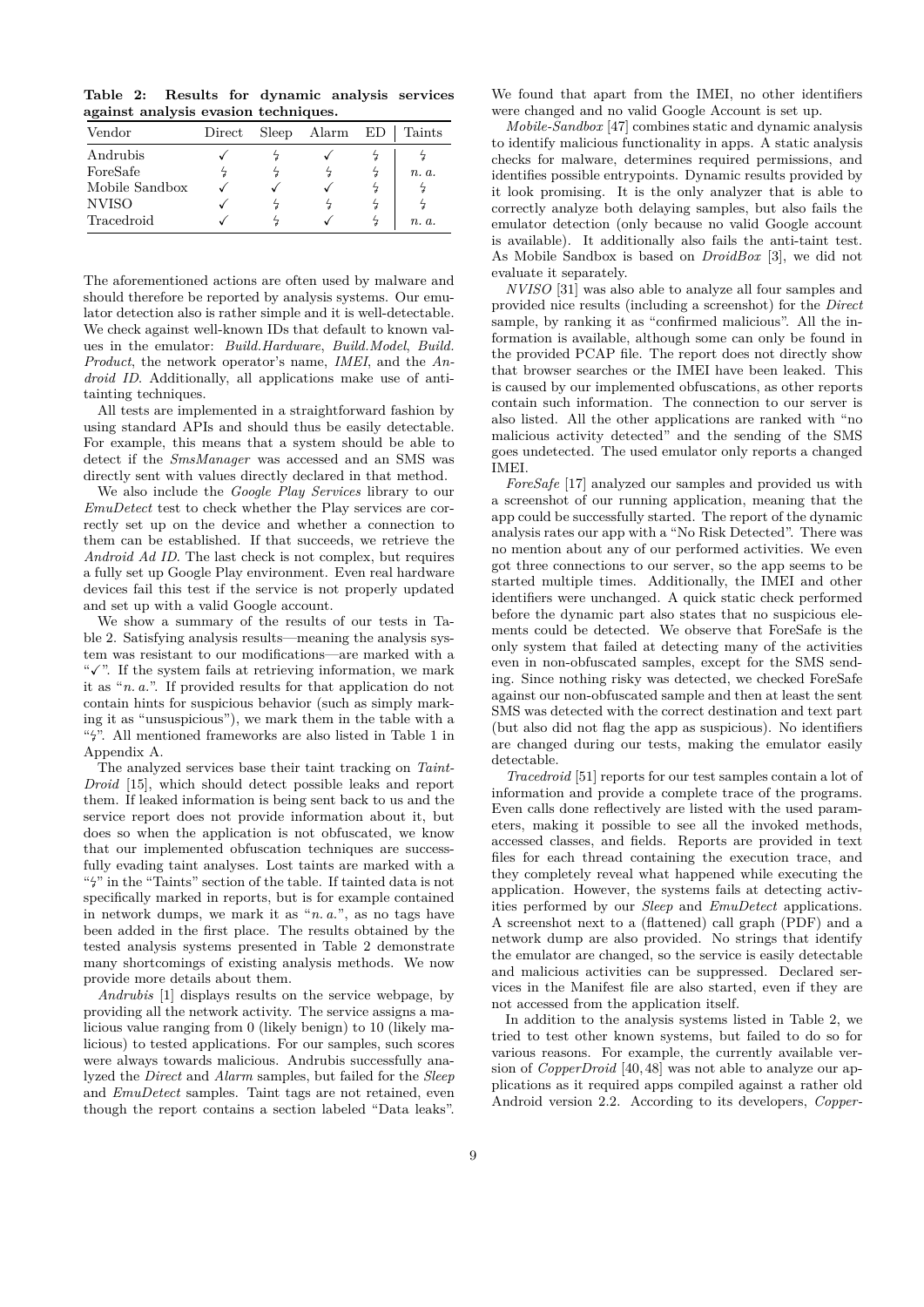**Table 2: Results for dynamic analysis services against analysis evasion techniques.**

| Vendor | Direct | Sleep | Alarm | ED | Taints |
|---|---|---|---|---|---|
| Andrubis | ✓ | ↯ | ✓ | ↯ | ↯ |
| ForeSafe | ↯ | ↯ | ↯ | ↯ | *n. a.* |
| Mobile Sandbox | ✓ | ✓ | ✓ | ↯ | ↯ |
| NVISO | ✓ | ↯ | ↯ | ↯ | ↯ |
| Tracedroid | ✓ | ↯ | ✓ | ↯ | *n. a.* |

The aforementioned actions are often used by malware and should therefore be reported by analysis systems. Our emulator detection also is rather simple and it is well-detectable. We check against well-known IDs that default to known values in the emulator: *Build.Hardware*, *Build.Model*, *Build.Product*, the network operator's name, *IMEI*, and the *Android ID*. Additionally, all applications make use of anti-tainting techniques.

All tests are implemented in a straightforward fashion by using standard APIs and should thus be easily detectable. For example, this means that a system should be able to detect if the *SmsManager* was accessed and an SMS was directly sent with values directly declared in that method.

We also include the *Google Play Services* library to our *EmuDetect* test to check whether the Play services are correctly set up on the device and whether a connection to them can be established. If that succeeds, we retrieve the *Android Ad ID*. The last check is not complex, but requires a fully set up Google Play environment. Even real hardware devices fail this test if the service is not properly updated and set up with a valid Google account.

We show a summary of the results of our tests in Table 2. Satisfying analysis results—meaning the analysis system was resistant to our modifications—are marked with a "✓". If the system fails at retrieving information, we mark it as "*n. a.*". If provided results for that application do not contain hints for suspicious behavior (such as simply marking it as "unsuspicious"), we mark them in the table with a "↯". All mentioned frameworks are also listed in Table 1 in Appendix A.

The analyzed services base their taint tracking on *TaintDroid* [15], which should detect possible leaks and report them. If leaked information is being sent back to us and the service report does not provide information about it, but does so when the application is not obfuscated, we know that our implemented obfuscation techniques are successfully evading taint analyses. Lost taints are marked with a "↯" in the "Taints" section of the table. If tainted data is not specifically marked in reports, but is for example contained in network dumps, we mark it as "*n. a.*", as no tags have been added in the first place. The results obtained by the tested analysis systems presented in Table 2 demonstrate many shortcomings of existing analysis methods. We now provide more details about them.

*Andrubis* [1] displays results on the service webpage, by providing all the network activity. The service assigns a malicious value ranging from 0 (likely benign) to 10 (likely malicious) to tested applications. For our samples, such scores were always towards malicious. Andrubis successfully analyzed the *Direct* and *Alarm* samples, but failed for the *Sleep* and *EmuDetect* samples. Taint tags are not retained, even though the report contains a section labeled "Data leaks". We found that apart from the IMEI, no other identifiers were changed and no valid Google Account is set up.

*Mobile-Sandbox* [47] combines static and dynamic analysis to identify malicious functionality in apps. A static analysis checks for malware, determines required permissions, and identifies possible entrypoints. Dynamic results provided by it look promising. It is the only analyzer that is able to correctly analyze both delaying samples, but also fails the emulator detection (only because no valid Google account is available). It additionally also fails the anti-taint test. As Mobile Sandbox is based on *DroidBox* [3], we did not evaluate it separately.

*NVISO* [31] was also able to analyze all four samples and provided nice results (including a screenshot) for the *Direct* sample, by ranking it as "confirmed malicious". All the information is available, although some can only be found in the provided PCAP file. The report does not directly show that browser searches or the IMEI have been leaked. This is caused by our implemented obfuscations, as other reports contain such information. The connection to our server is also listed. All the other applications are ranked with "no malicious activity detected" and the sending of the SMS goes undetected. The used emulator only reports a changed IMEI.

*ForeSafe* [17] analyzed our samples and provided us with a screenshot of our running application, meaning that the app could be successfully started. The report of the dynamic analysis rates our app with a "No Risk Detected". There was no mention about any of our performed activities. We even got three connections to our server, so the app seems to be started multiple times. Additionally, the IMEI and other identifiers were unchanged. A quick static check performed before the dynamic part also states that no suspicious elements could be detected. We observe that ForeSafe is the only system that failed at detecting many of the activities even in non-obfuscated samples, except for the SMS sending. Since nothing risky was detected, we checked ForeSafe against our non-obfuscated sample and then at least the sent SMS was detected with the correct destination and text part (but also did not flag the app as suspicious). No identifiers are changed during our tests, making the emulator easily detectable.

*Tracedroid* [51] reports for our test samples contain a lot of information and provide a complete trace of the programs. Even calls done reflectively are listed with the used parameters, making it possible to see all the invoked methods, accessed classes, and fields. Reports are provided in text files for each thread containing the execution trace, and they completely reveal what happened while executing the application. However, the systems fails at detecting activities performed by our *Sleep* and *EmuDetect* applications. A screenshot next to a (flattened) call graph (PDF) and a network dump are also provided. No strings that identify the emulator are changed, so the service is easily detectable and malicious activities can be suppressed. Declared services in the Manifest file are also started, even if they are not accessed from the application itself.

In addition to the analysis systems listed in Table 2, we tried to test other known systems, but failed to do so for various reasons. For example, the currently available version of *CopperDroid* [40, 48] was not able to analyze our applications as it required apps compiled against a rather old Android version 2.2. According to its developers, *Copper-*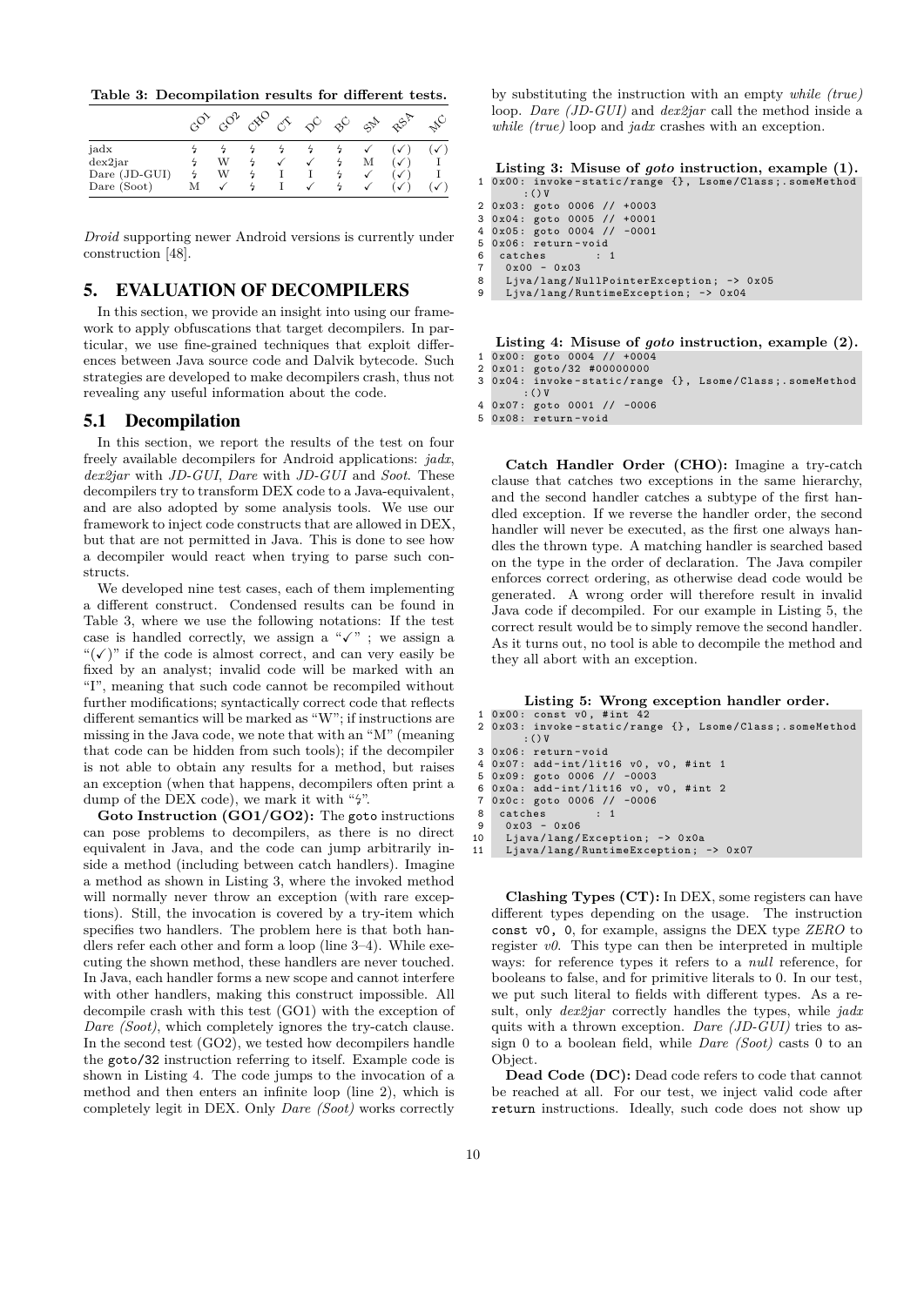**Table 3: Decompilation results for different tests.**

| | GO1 | GO2 | CHO | CT | DC | BC | SM | RSA | MC |
|---|---|---|---|---|---|---|---|---|---|
| jadx | ↯ | ↯ | ↯ | ↯ | ↯ | ↯ | ✓ | (✓) | (✓) |
| dex2jar | ↯ | W | ↯ | ✓ | ✓ | ↯ | M | (✓) | I |
| Dare (JD-GUI) | ↯ | W | ↯ | I | I | ↯ | ✓ | (✓) | I |
| Dare (Soot) | M | ✓ | ↯ | I | ✓ | ↯ | ✓ | (✓) | (✓) |

*Droid* supporting newer Android versions is currently under construction [48].

## 5. EVALUATION OF DECOMPILERS

In this section, we provide an insight into using our framework to apply obfuscations that target decompilers. In particular, we use fine-grained techniques that exploit differences between Java source code and Dalvik bytecode. Such strategies are developed to make decompilers crash, thus not revealing any useful information about the code.

### 5.1 Decompilation

In this section, we report the results of the test on four freely available decompilers for Android applications: *jadx*, *dex2jar* with *JD-GUI*, *Dare* with *JD-GUI* and *Soot*. These decompilers try to transform DEX code to a Java-equivalent, and are also adopted by some analysis tools. We use our framework to inject code constructs that are allowed in DEX, but that are not permitted in Java. This is done to see how a decompiler would react when trying to parse such constructs.

We developed nine test cases, each of them implementing a different construct. Condensed results can be found in Table 3, where we use the following notations: If the test case is handled correctly, we assign a "✓" ; we assign a "(✓)" if the code is almost correct, and can very easily be fixed by an analyst; invalid code will be marked with an "I", meaning that such code cannot be recompiled without further modifications; syntactically correct code that reflects different semantics will be marked as "W"; if instructions are missing in the Java code, we note that with an "M" (meaning that code can be hidden from such tools); if the decompiler is not able to obtain any results for a method, but raises an exception (when that happens, decompilers often print a dump of the DEX code), we mark it with "↯".

**Goto Instruction (GO1/GO2):** The goto instructions can pose problems to decompilers, as there is no direct equivalent in Java, and the code can jump arbitrarily inside a method (including between catch handlers). Imagine a method as shown in Listing 3, where the invoked method will normally never throw an exception (with rare exceptions). Still, the invocation is covered by a try-item which specifies two handlers. The problem here is that both handlers refer each other and form a loop (line 3–4). While executing the shown method, these handlers are never touched. In Java, each handler forms a new scope and cannot interfere with other handlers, making this construct impossible. All decompile crash with this test (GO1) with the exception of *Dare (Soot)*, which completely ignores the try-catch clause. In the second test (GO2), we tested how decompilers handle the goto/32 instruction referring to itself. Example code is shown in Listing 4. The code jumps to the invocation of a method and then enters an infinite loop (line 2), which is completely legit in DEX. Only *Dare (Soot)* works correctly by substituting the instruction with an empty *while (true)* loop. *Dare (JD-GUI)* and *dex2jar* call the method inside a *while (true)* loop and *jadx* crashes with an exception.

**Listing 3: Misuse of *goto* instruction, example (1).**

```
1 0x00: invoke-static/range {}, Lsome/Class;.someMethod
       :()V
2 0x03: goto 0006 // +0003
3 0x04: goto 0005 // +0001
4 0x05: goto 0004 // -0001
5 0x06: return-void
6  catches         : 1
7   0x00 - 0x03
8   Ljva/lang/NullPointerException; -> 0x05
9   Ljva/lang/RuntimeException; -> 0x04
```

**Listing 4: Misuse of *goto* instruction, example (2).**

```
1 0x00: goto 0004 // +0004
2 0x01: goto/32 #00000000
3 0x04: invoke-static/range {}, Lsome/Class;.someMethod
       :()V
4 0x07: goto 0001 // -0006
5 0x08: return-void
```

**Catch Handler Order (CHO):** Imagine a try-catch clause that catches two exceptions in the same hierarchy, and the second handler catches a subtype of the first handled exception. If we reverse the handler order, the second handler will never be executed, as the first one always handles the thrown type. A matching handler is searched based on the type in the order of declaration. The Java compiler enforces correct ordering, as otherwise dead code would be generated. A wrong order will therefore result in invalid Java code if decompiled. For our example in Listing 5, the correct result would be to simply remove the second handler. As it turns out, no tool is able to decompile the method and they all abort with an exception.

**Listing 5: Wrong exception handler order.**

```
1  0x00: const v0, #int 42
2  0x03: invoke-static/range {}, Lsome/Class;.someMethod
        :()V
3  0x06: return-void
4  0x07: add-int/lit16 v0, v0, #int 1
5  0x09: goto 0006 // -0003
6  0x0a: add-int/lit16 v0, v0, #int 2
7  0x0c: goto 0006 // -0006
8  catches         : 1
9    0x03 - 0x06
10   Ljava/lang/Exception; -> 0x0a
11   Ljava/lang/RuntimeException; -> 0x07
```

**Clashing Types (CT):** In DEX, some registers can have different types depending on the usage. The instruction `const v0, 0`, for example, assigns the DEX type *ZERO* to register *v0*. This type can then be interpreted in multiple ways: for reference types it refers to a *null* reference, for booleans to false, and for primitive literals to 0. In our test, we put such literal to fields with different types. As a result, only *dex2jar* correctly handles the types, while *jadx* quits with a thrown exception. *Dare (JD-GUI)* tries to assign 0 to a boolean field, while *Dare (Soot)* casts 0 to an Object.

**Dead Code (DC):** Dead code refers to code that cannot be reached at all. For our test, we inject valid code after `return` instructions. Ideally, such code does not show up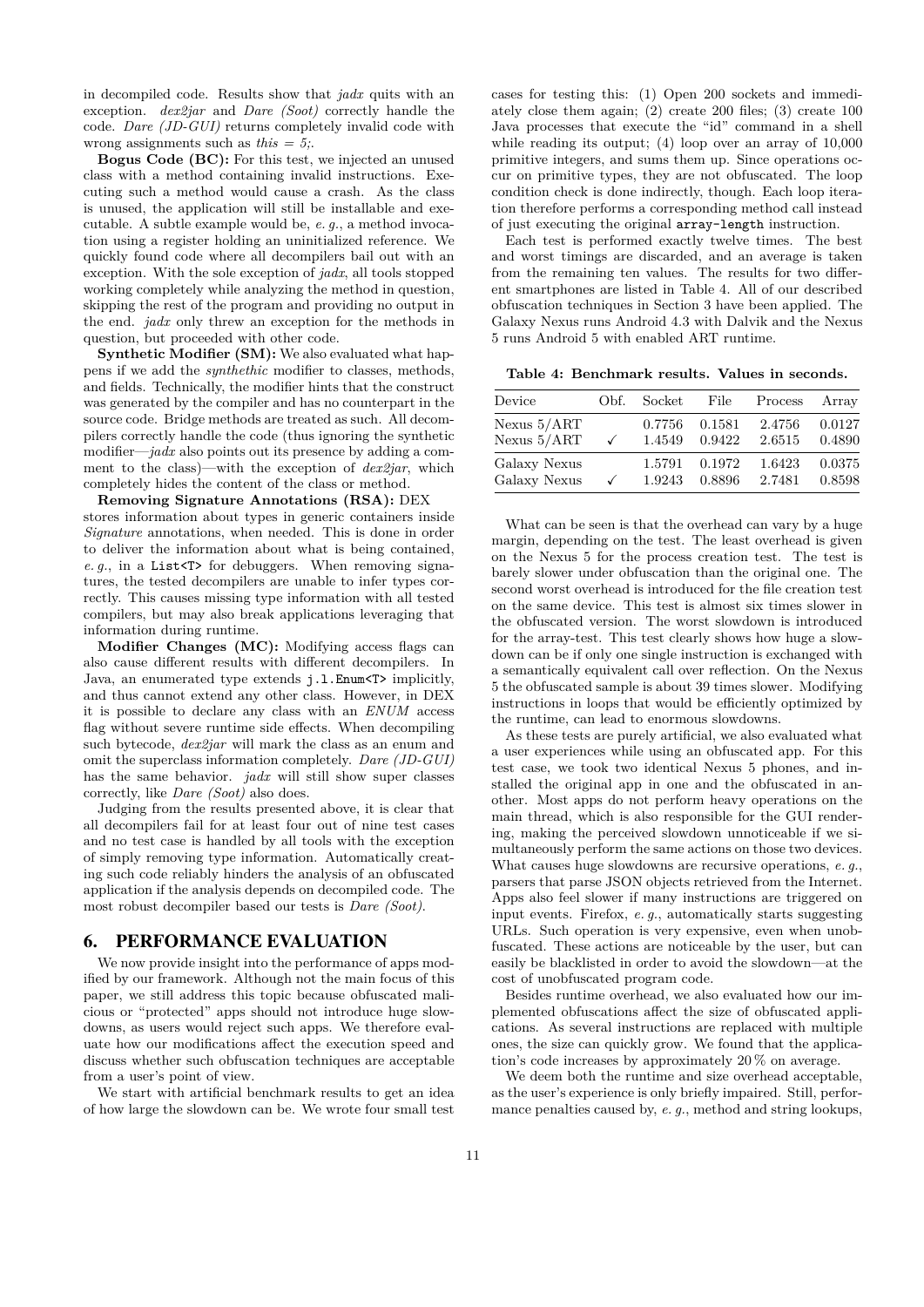in decompiled code. Results show that *jadx* quits with an exception. *dex2jar* and *Dare (Soot)* correctly handle the code. *Dare (JD-GUI)* returns completely invalid code with wrong assignments such as *this = 5;*.

**Bogus Code (BC):** For this test, we injected an unused class with a method containing invalid instructions. Executing such a method would cause a crash. As the class is unused, the application will still be installable and executable. A subtle example would be, *e. g.*, a method invocation using a register holding an uninitialized reference. We quickly found code where all decompilers bail out with an exception. With the sole exception of *jadx*, all tools stopped working completely while analyzing the method in question, skipping the rest of the program and providing no output in the end. *jadx* only threw an exception for the methods in question, but proceeded with other code.

**Synthetic Modifier (SM):** We also evaluated what happens if we add the *synthethic* modifier to classes, methods, and fields. Technically, the modifier hints that the construct was generated by the compiler and has no counterpart in the source code. Bridge methods are treated as such. All decompilers correctly handle the code (thus ignoring the synthetic modifier—*jadx* also points out its presence by adding a comment to the class)—with the exception of *dex2jar*, which completely hides the content of the class or method.

**Removing Signature Annotations (RSA):** DEX stores information about types in generic containers inside *Signature* annotations, when needed. This is done in order to deliver the information about what is being contained, *e. g.*, in a `List<T>` for debuggers. When removing signatures, the tested decompilers are unable to infer types correctly. This causes missing type information with all tested compilers, but may also break applications leveraging that information during runtime.

**Modifier Changes (MC):** Modifying access flags can also cause different results with different decompilers. In Java, an enumerated type extends `j.l.Enum<T>` implicitly, and thus cannot extend any other class. However, in DEX it is possible to declare any class with an *ENUM* access flag without severe runtime side effects. When decompiling such bytecode, *dex2jar* will mark the class as an enum and omit the superclass information completely. *Dare (JD-GUI)* has the same behavior. *jadx* will still show super classes correctly, like *Dare (Soot)* also does.

Judging from the results presented above, it is clear that all decompilers fail for at least four out of nine test cases and no test case is handled by all tools with the exception of simply removing type information. Automatically creating such code reliably hinders the analysis of an obfuscated application if the analysis depends on decompiled code. The most robust decompiler based our tests is *Dare (Soot)*.

## 6. PERFORMANCE EVALUATION

We now provide insight into the performance of apps modified by our framework. Although not the main focus of this paper, we still address this topic because obfuscated malicious or "protected" apps should not introduce huge slowdowns, as users would reject such apps. We therefore evaluate how our modifications affect the execution speed and discuss whether such obfuscation techniques are acceptable from a user's point of view.

We start with artificial benchmark results to get an idea of how large the slowdown can be. We wrote four small test cases for testing this: (1) Open 200 sockets and immediately close them again; (2) create 200 files; (3) create 100 Java processes that execute the "id" command in a shell while reading its output; (4) loop over an array of 10,000 primitive integers, and sums them up. Since operations occur on primitive types, they are not obfuscated. The loop condition check is done indirectly, though. Each loop iteration therefore performs a corresponding method call instead of just executing the original `array-length` instruction.

Each test is performed exactly twelve times. The best and worst timings are discarded, and an average is taken from the remaining ten values. The results for two different smartphones are listed in Table 4. All of our described obfuscation techniques in Section 3 have been applied. The Galaxy Nexus runs Android 4.3 with Dalvik and the Nexus 5 runs Android 5 with enabled ART runtime.

**Table 4: Benchmark results. Values in seconds.**

| Device | Obf. | Socket | File | Process | Array |
|---|---|---|---|---|---|
| Nexus 5/ART | | 0.7756 | 0.1581 | 2.4756 | 0.0127 |
| Nexus 5/ART | ✓ | 1.4549 | 0.9422 | 2.6515 | 0.4890 |
| Galaxy Nexus | | 1.5791 | 0.1972 | 1.6423 | 0.0375 |
| Galaxy Nexus | ✓ | 1.9243 | 0.8896 | 2.7481 | 0.8598 |

What can be seen is that the overhead can vary by a huge margin, depending on the test. The least overhead is given on the Nexus 5 for the process creation test. The test is barely slower under obfuscation than the original one. The second worst overhead is introduced for the file creation test on the same device. This test is almost six times slower in the obfuscated version. The worst slowdown is introduced for the array-test. This test clearly shows how huge a slowdown can be if only one single instruction is exchanged with a semantically equivalent call over reflection. On the Nexus 5 the obfuscated sample is about 39 times slower. Modifying instructions in loops that would be efficiently optimized by the runtime, can lead to enormous slowdowns.

As these tests are purely artificial, we also evaluated what a user experiences while using an obfuscated app. For this test case, we took two identical Nexus 5 phones, and installed the original app in one and the obfuscated in another. Most apps do not perform heavy operations on the main thread, which is also responsible for the GUI rendering, making the perceived slowdown unnoticeable if we simultaneously perform the same actions on those two devices. What causes huge slowdowns are recursive operations, *e. g.*, parsers that parse JSON objects retrieved from the Internet. Apps also feel slower if many instructions are triggered on input events. Firefox, *e. g.*, automatically starts suggesting URLs. Such operation is very expensive, even when unobfuscated. These actions are noticeable by the user, but can easily be blacklisted in order to avoid the slowdown—at the cost of unobfuscated program code.

Besides runtime overhead, we also evaluated how our implemented obfuscations affect the size of obfuscated applications. As several instructions are replaced with multiple ones, the size can quickly grow. We found that the application's code increases by approximately 20 % on average.

We deem both the runtime and size overhead acceptable, as the user's experience is only briefly impaired. Still, performance penalties caused by, *e. g.*, method and string lookups,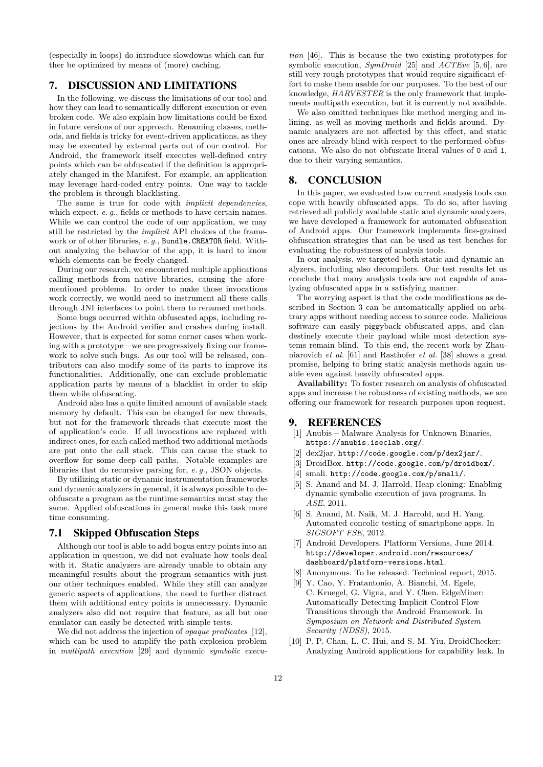(especially in loops) do introduce slowdowns which can further be optimized by means of (more) caching.

## 7. DISCUSSION AND LIMITATIONS

In the following, we discuss the limitations of our tool and how they can lead to semantically different execution or even broken code. We also explain how limitations could be fixed in future versions of our approach. Renaming classes, methods, and fields is tricky for event-driven applications, as they may be executed by external parts out of our control. For Android, the framework itself executes well-defined entry points which can be obfuscated if the definition is appropriately changed in the Manifest. For example, an application may leverage hard-coded entry points. One way to tackle the problem is through blacklisting.

The same is true for code with *implicit dependencies*, which expect, *e. g.*, fields or methods to have certain names. While we can control the code of our application, we may still be restricted by the *implicit* API choices of the framework or of other libraries, *e. g.*, `Bundle.CREATOR` field. Without analyzing the behavior of the app, it is hard to know which elements can be freely changed.

During our research, we encountered multiple applications calling methods from native libraries, causing the aforementioned problems. In order to make those invocations work correctly, we would need to instrument all these calls through JNI interfaces to point them to renamed methods.

Some bugs occurred within obfuscated apps, including rejections by the Android verifier and crashes during install. However, that is expected for some corner cases when working with a prototype—we are progressively fixing our framework to solve such bugs. As our tool will be released, contributors can also modify some of its parts to improve its functionalities. Additionally, one can exclude problematic application parts by means of a blacklist in order to skip them while obfuscating.

Android also has a quite limited amount of available stack memory by default. This can be changed for new threads, but not for the framework threads that execute most the of application's code. If all invocations are replaced with indirect ones, for each called method two additional methods are put onto the call stack. This can cause the stack to overflow for some deep call paths. Notable examples are libraries that do recursive parsing for, *e. g.*, JSON objects.

By utilizing static or dynamic instrumentation frameworks and dynamic analyzers in general, it is always possible to deobfuscate a program as the runtime semantics must stay the same. Applied obfuscations in general make this task more time consuming.

### 7.1 Skipped Obfuscation Steps

Although our tool is able to add bogus entry points into an application in question, we did not evaluate how tools deal with it. Static analyzers are already unable to obtain any meaningful results about the program semantics with just our other techniques enabled. While they still can analyze generic aspects of applications, the need to further distract them with additional entry points is unnecessary. Dynamic analyzers also did not require that feature, as all but one emulator can easily be detected with simple tests.

We did not address the injection of *opaque predicates* [12], which can be used to amplify the path explosion problem in *multipath execution* [29] and dynamic *symbolic execution* [46]. This is because the two existing prototypes for symbolic execution, *SymDroid* [25] and *ACTEve* [5, 6], are still very rough prototypes that would require significant effort to make them usable for our purposes. To the best of our knowledge, *HARVESTER* is the only framework that implements multipath execution, but it is currently not available.

We also omitted techniques like method merging and inlining, as well as moving methods and fields around. Dynamic analyzers are not affected by this effect, and static ones are already blind with respect to the performed obfuscations. We also do not obfuscate literal values of `0` and `1`, due to their varying semantics.

## 8. CONCLUSION

In this paper, we evaluated how current analysis tools can cope with heavily obfuscated apps. To do so, after having retrieved all publicly available static and dynamic analyzers, we have developed a framework for automated obfuscation of Android apps. Our framework implements fine-grained obfuscation strategies that can be used as test benches for evaluating the robustness of analysis tools.

In our analysis, we targeted both static and dynamic analyzers, including also decompilers. Our test results let us conclude that many analysis tools are not capable of analyzing obfuscated apps in a satisfying manner.

The worrying aspect is that the code modifications as described in Section 3 can be automatically applied on arbitrary apps without needing access to source code. Malicious software can easily piggyback obfuscated apps, and clandestinely execute their payload while most detection systems remain blind. To this end, the recent work by Zhauniarovich *et al.* [61] and Rasthofer *et al.* [38] shows a great promise, helping to bring static analysis methods again usable even against heavily obfuscated apps.

**Availability:** To foster research on analysis of obfuscated apps and increase the robustness of existing methods, we are offering our framework for research purposes upon request.

## 9. REFERENCES

[1] Anubis – Malware Analysis for Unknown Binaries. `https://anubis.iseclab.org/`.

[2] dex2jar. `http://code.google.com/p/dex2jar/`.

[3] DroidBox. `http://code.google.com/p/droidbox/`.

[4] smali. `http://code.google.com/p/smali/`.

[5] S. Anand and M. J. Harrold. Heap cloning: Enabling dynamic symbolic execution of java programs. In *ASE*, 2011.

[6] S. Anand, M. Naik, M. J. Harrold, and H. Yang. Automated concolic testing of smartphone apps. In *SIGSOFT FSE*, 2012.

[7] Android Developers. Platform Versions, June 2014. `http://developer.android.com/resources/dashboard/platform-versions.html`.

[8] Anonymous. To be released. Technical report, 2015.

[9] Y. Cao, Y. Fratantonio, A. Bianchi, M. Egele, C. Kruegel, G. Vigna, and Y. Chen. EdgeMiner: Automatically Detecting Implicit Control Flow Transitions through the Android Framework. In *Symposium on Network and Distributed System Security (NDSS)*, 2015.

[10] P. P. Chan, L. C. Hui, and S. M. Yiu. DroidChecker: Analyzing Android applications for capability leak. In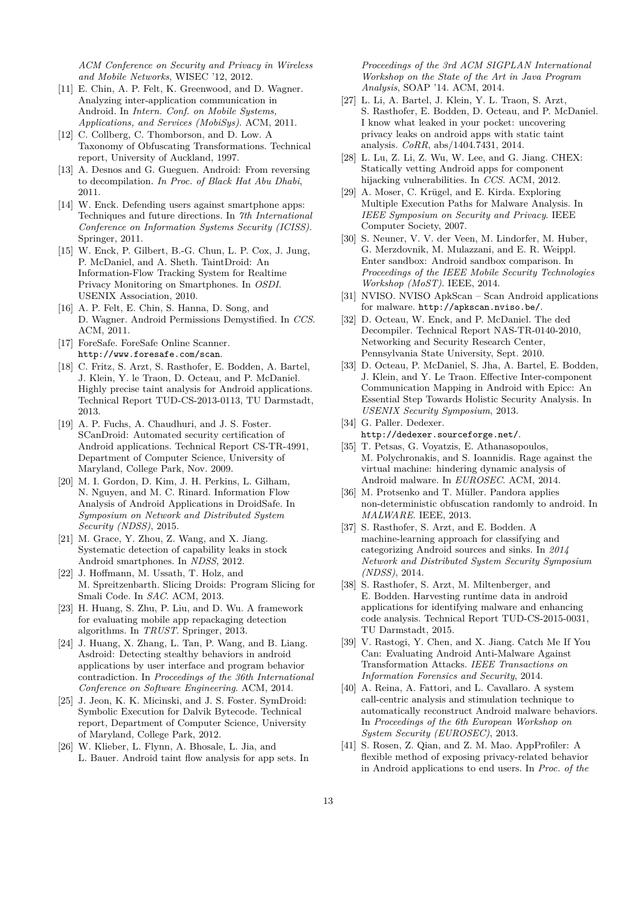*ACM Conference on Security and Privacy in Wireless and Mobile Networks*, WISEC '12, 2012.

[11] E. Chin, A. P. Felt, K. Greenwood, and D. Wagner. Analyzing inter-application communication in Android. In *Intern. Conf. on Mobile Systems, Applications, and Services (MobiSys)*. ACM, 2011.

[12] C. Collberg, C. Thomborson, and D. Low. A Taxonomy of Obfuscating Transformations. Technical report, University of Auckland, 1997.

[13] A. Desnos and G. Gueguen. Android: From reversing to decompilation. *In Proc. of Black Hat Abu Dhabi*, 2011.

[14] W. Enck. Defending users against smartphone apps: Techniques and future directions. In *7th International Conference on Information Systems Security (ICISS)*. Springer, 2011.

[15] W. Enck, P. Gilbert, B.-G. Chun, L. P. Cox, J. Jung, P. McDaniel, and A. Sheth. TaintDroid: An Information-Flow Tracking System for Realtime Privacy Monitoring on Smartphones. In *OSDI*. USENIX Association, 2010.

[16] A. P. Felt, E. Chin, S. Hanna, D. Song, and D. Wagner. Android Permissions Demystified. In *CCS*. ACM, 2011.

[17] ForeSafe. ForeSafe Online Scanner. `http://www.foresafe.com/scan`.

[18] C. Fritz, S. Arzt, S. Rasthofer, E. Bodden, A. Bartel, J. Klein, Y. le Traon, D. Octeau, and P. McDaniel. Highly precise taint analysis for Android applications. Technical Report TUD-CS-2013-0113, TU Darmstadt, 2013.

[19] A. P. Fuchs, A. Chaudhuri, and J. S. Foster. SCanDroid: Automated security certification of Android applications. Technical Report CS-TR-4991, Department of Computer Science, University of Maryland, College Park, Nov. 2009.

[20] M. I. Gordon, D. Kim, J. H. Perkins, L. Gilham, N. Nguyen, and M. C. Rinard. Information Flow Analysis of Android Applications in DroidSafe. In *Symposium on Network and Distributed System Security (NDSS)*, 2015.

[21] M. Grace, Y. Zhou, Z. Wang, and X. Jiang. Systematic detection of capability leaks in stock Android smartphones. In *NDSS*, 2012.

[22] J. Hoffmann, M. Ussath, T. Holz, and M. Spreitzenbarth. Slicing Droids: Program Slicing for Smali Code. In *SAC*. ACM, 2013.

[23] H. Huang, S. Zhu, P. Liu, and D. Wu. A framework for evaluating mobile app repackaging detection algorithms. In *TRUST*. Springer, 2013.

[24] J. Huang, X. Zhang, L. Tan, P. Wang, and B. Liang. Asdroid: Detecting stealthy behaviors in android applications by user interface and program behavior contradiction. In *Proceedings of the 36th International Conference on Software Engineering*. ACM, 2014.

[25] J. Jeon, K. K. Micinski, and J. S. Foster. SymDroid: Symbolic Execution for Dalvik Bytecode. Technical report, Department of Computer Science, University of Maryland, College Park, 2012.

[26] W. Klieber, L. Flynn, A. Bhosale, L. Jia, and L. Bauer. Android taint flow analysis for app sets. In *Proceedings of the 3rd ACM SIGPLAN International Workshop on the State of the Art in Java Program Analysis*, SOAP '14. ACM, 2014.

[27] L. Li, A. Bartel, J. Klein, Y. L. Traon, S. Arzt, S. Rasthofer, E. Bodden, D. Octeau, and P. McDaniel. I know what leaked in your pocket: uncovering privacy leaks on android apps with static taint analysis. *CoRR*, abs/1404.7431, 2014.

[28] L. Lu, Z. Li, Z. Wu, W. Lee, and G. Jiang. CHEX: Statically vetting Android apps for component hijacking vulnerabilities. In *CCS*. ACM, 2012.

[29] A. Moser, C. Krügel, and E. Kirda. Exploring Multiple Execution Paths for Malware Analysis. In *IEEE Symposium on Security and Privacy*. IEEE Computer Society, 2007.

[30] S. Neuner, V. V. der Veen, M. Lindorfer, M. Huber, G. Merzdovnik, M. Mulazzani, and E. R. Weippl. Enter sandbox: Android sandbox comparison. In *Proceedings of the IEEE Mobile Security Technologies Workshop (MoST)*. IEEE, 2014.

[31] NVISO. NVISO ApkScan – Scan Android applications for malware. `http://apkscan.nviso.be/`.

[32] D. Octeau, W. Enck, and P. McDaniel. The ded Decompiler. Technical Report NAS-TR-0140-2010, Networking and Security Research Center, Pennsylvania State University, Sept. 2010.

[33] D. Octeau, P. McDaniel, S. Jha, A. Bartel, E. Bodden, J. Klein, and Y. Le Traon. Effective Inter-component Communication Mapping in Android with Epicc: An Essential Step Towards Holistic Security Analysis. In *USENIX Security Symposium*, 2013.

[34] G. Paller. Dedexer. `http://dedexer.sourceforge.net/`.

[35] T. Petsas, G. Voyatzis, E. Athanasopoulos, M. Polychronakis, and S. Ioannidis. Rage against the virtual machine: hindering dynamic analysis of Android malware. In *EUROSEC*. ACM, 2014.

[36] M. Protsenko and T. Müller. Pandora applies non-deterministic obfuscation randomly to android. In *MALWARE*. IEEE, 2013.

[37] S. Rasthofer, S. Arzt, and E. Bodden. A machine-learning approach for classifying and categorizing Android sources and sinks. In *2014 Network and Distributed System Security Symposium (NDSS)*, 2014.

[38] S. Rasthofer, S. Arzt, M. Miltenberger, and E. Bodden. Harvesting runtime data in android applications for identifying malware and enhancing code analysis. Technical Report TUD-CS-2015-0031, TU Darmstadt, 2015.

[39] V. Rastogi, Y. Chen, and X. Jiang. Catch Me If You Can: Evaluating Android Anti-Malware Against Transformation Attacks. *IEEE Transactions on Information Forensics and Security*, 2014.

[40] A. Reina, A. Fattori, and L. Cavallaro. A system call-centric analysis and stimulation technique to automatically reconstruct Android malware behaviors. In *Proceedings of the 6th European Workshop on System Security (EUROSEC)*, 2013.

[41] S. Rosen, Z. Qian, and Z. M. Mao. AppProfiler: A flexible method of exposing privacy-related behavior in Android applications to end users. In *Proc. of the*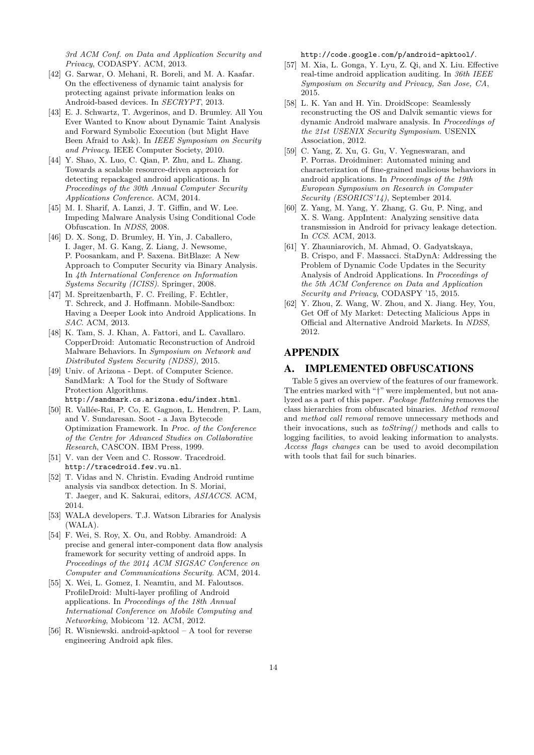*3rd ACM Conf. on Data and Application Security and Privacy*, CODASPY. ACM, 2013.

[42] G. Sarwar, O. Mehani, R. Boreli, and M. A. Kaafar. On the effectiveness of dynamic taint analysis for protecting against private information leaks on Android-based devices. In *SECRYPT*, 2013.

[43] E. J. Schwartz, T. Avgerinos, and D. Brumley. All You Ever Wanted to Know about Dynamic Taint Analysis and Forward Symbolic Execution (but Might Have Been Afraid to Ask). In *IEEE Symposium on Security and Privacy*. IEEE Computer Society, 2010.

[44] Y. Shao, X. Luo, C. Qian, P. Zhu, and L. Zhang. Towards a scalable resource-driven approach for detecting repackaged android applications. In *Proceedings of the 30th Annual Computer Security Applications Conference*. ACM, 2014.

[45] M. I. Sharif, A. Lanzi, J. T. Giffin, and W. Lee. Impeding Malware Analysis Using Conditional Code Obfuscation. In *NDSS*, 2008.

[46] D. X. Song, D. Brumley, H. Yin, J. Caballero, I. Jager, M. G. Kang, Z. Liang, J. Newsome, P. Poosankam, and P. Saxena. BitBlaze: A New Approach to Computer Security via Binary Analysis. In *4th International Conference on Information Systems Security (ICISS)*. Springer, 2008.

[47] M. Spreitzenbarth, F. C. Freiling, F. Echtler, T. Schreck, and J. Hoffmann. Mobile-Sandbox: Having a Deeper Look into Android Applications. In *SAC*. ACM, 2013.

[48] K. Tam, S. J. Khan, A. Fattori, and L. Cavallaro. CopperDroid: Automatic Reconstruction of Android Malware Behaviors. In *Symposium on Network and Distributed System Security (NDSS)*, 2015.

[49] Univ. of Arizona - Dept. of Computer Science. SandMark: A Tool for the Study of Software Protection Algorithms. `http://sandmark.cs.arizona.edu/index.html`.

[50] R. Vallée-Rai, P. Co, E. Gagnon, L. Hendren, P. Lam, and V. Sundaresan. Soot - a Java Bytecode Optimization Framework. In *Proc. of the Conference of the Centre for Advanced Studies on Collaborative Research*, CASCON. IBM Press, 1999.

[51] V. van der Veen and C. Rossow. Tracedroid. `http://tracedroid.few.vu.nl`.

[52] T. Vidas and N. Christin. Evading Android runtime analysis via sandbox detection. In S. Moriai, T. Jaeger, and K. Sakurai, editors, *ASIACCS*. ACM, 2014.

[53] WALA developers. T.J. Watson Libraries for Analysis (WALA).

[54] F. Wei, S. Roy, X. Ou, and Robby. Amandroid: A precise and general inter-component data flow analysis framework for security vetting of android apps. In *Proceedings of the 2014 ACM SIGSAC Conference on Computer and Communications Security*. ACM, 2014.

[55] X. Wei, L. Gomez, I. Neamtiu, and M. Faloutsos. ProfileDroid: Multi-layer profiling of Android applications. In *Proceedings of the 18th Annual International Conference on Mobile Computing and Networking*, Mobicom '12. ACM, 2012.

[56] R. Wisniewski. android-apktool – A tool for reverse engineering Android apk files. `http://code.google.com/p/android-apktool/`.

[57] M. Xia, L. Gonga, Y. Lyu, Z. Qi, and X. Liu. Effective real-time android application auditing. In *36th IEEE Symposium on Security and Privacy, San Jose, CA*, 2015.

[58] L. K. Yan and H. Yin. DroidScope: Seamlessly reconstructing the OS and Dalvik semantic views for dynamic Android malware analysis. In *Proceedings of the 21st USENIX Security Symposium*. USENIX Association, 2012.

[59] C. Yang, Z. Xu, G. Gu, V. Yegneswaran, and P. Porras. Droidminer: Automated mining and characterization of fine-grained malicious behaviors in android applications. In *Proceedings of the 19th European Symposium on Research in Computer Security (ESORICS'14)*, September 2014.

[60] Z. Yang, M. Yang, Y. Zhang, G. Gu, P. Ning, and X. S. Wang. AppIntent: Analyzing sensitive data transmission in Android for privacy leakage detection. In *CCS*. ACM, 2013.

[61] Y. Zhauniarovich, M. Ahmad, O. Gadyatskaya, B. Crispo, and F. Massacci. StaDynA: Addressing the Problem of Dynamic Code Updates in the Security Analysis of Android Applications. In *Proceedings of the 5th ACM Conference on Data and Application Security and Privacy*, CODASPY '15, 2015.

[62] Y. Zhou, Z. Wang, W. Zhou, and X. Jiang. Hey, You, Get Off of My Market: Detecting Malicious Apps in Official and Alternative Android Markets. In *NDSS*, 2012.

# APPENDIX

## A. IMPLEMENTED OBFUSCATIONS

Table 5 gives an overview of the features of our framework. The entries marked with "†" were implemented, but not analyzed as a part of this paper. *Package flattening* removes the class hierarchies from obfuscated binaries. *Method removal* and *method call removal* remove unnecessary methods and their invocations, such as *toString()* methods and calls to logging facilities, to avoid leaking information to analysts. *Access flags changes* can be used to avoid decompilation with tools that fail for such binaries.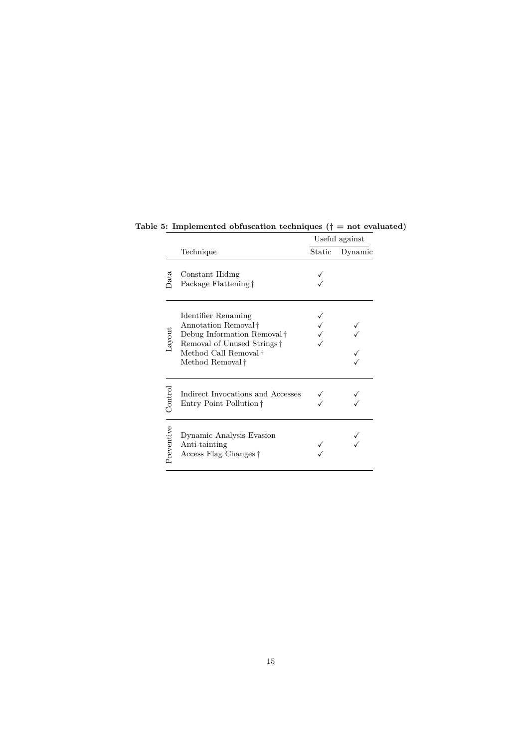**Table 5: Implemented obfuscation techniques († = not evaluated)**

| | Technique | Useful against | |
|---|---|---|---|
| | | Static | Dynamic |
| Data | Constant Hiding | ✓ | |
| | Package Flattening † | ✓ | |
| Layout | Identifier Renaming | ✓ | |
| | Annotation Removal † | ✓ | ✓ |
| | Debug Information Removal † | ✓ | ✓ |
| | Removal of Unused Strings † | ✓ | |
| | Method Call Removal † | | ✓ |
| | Method Removal † | | ✓ |
| Control | Indirect Invocations and Accesses | ✓ | ✓ |
| | Entry Point Pollution † | ✓ | ✓ |
| Preventive | Dynamic Analysis Evasion | | ✓ |
| | Anti-tainting | ✓ | ✓ |
| | Access Flag Changes † | ✓ | |